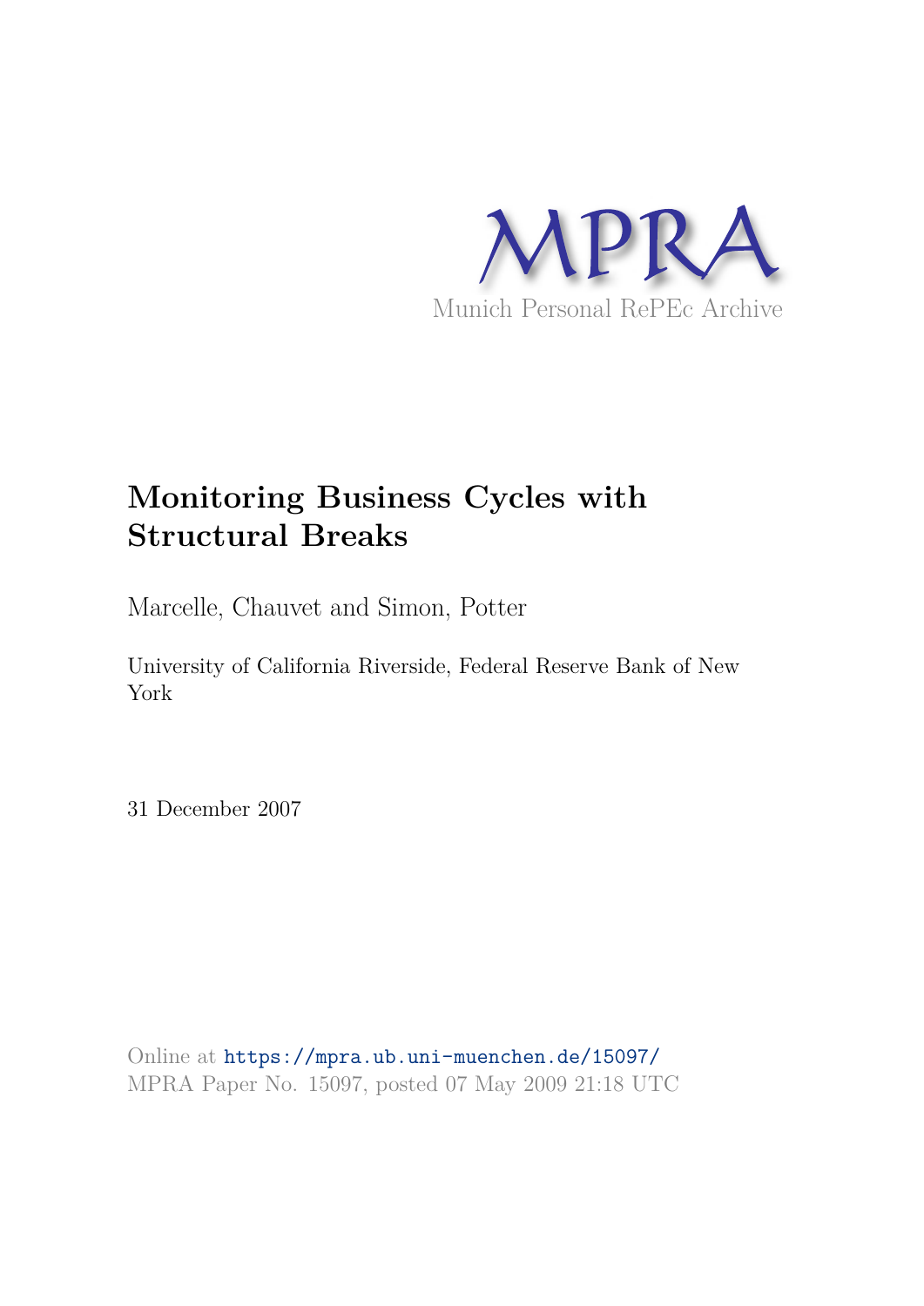MPRA

Munich Personal RePEc Archive

# Monitoring Business Cycles with Structural Breaks

Marcelle, Chauvet and Simon, Potter

University of California Riverside, Federal Reserve Bank of New York

31 December 2007

Online at https://mpra.ub.uni-muenchen.de/15097/
MPRA Paper No. 15097, posted 07 May 2009 21:18 UTC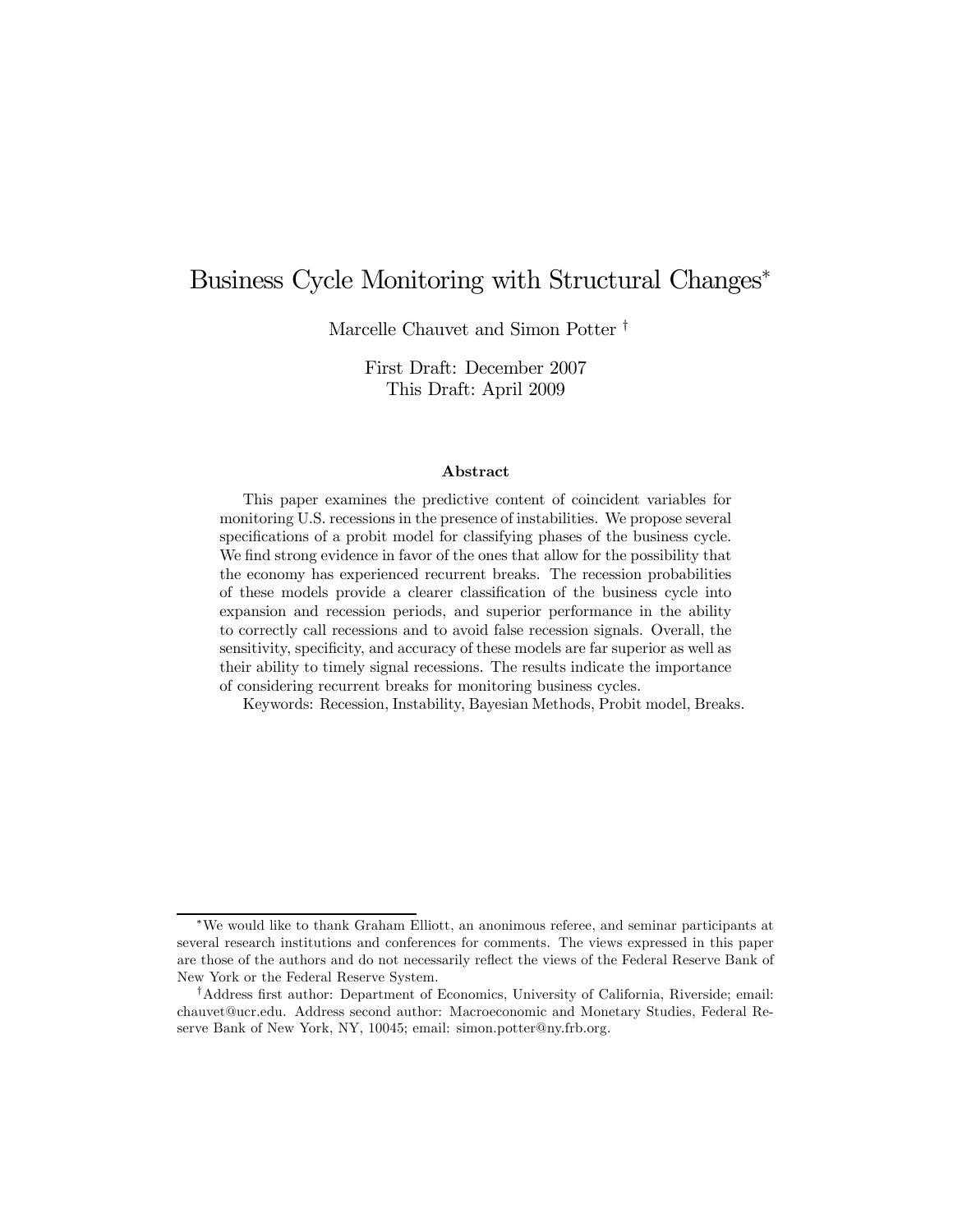# Business Cycle Monitoring with Structural Changes*

Marcelle Chauvet and Simon Potter †

First Draft: December 2007
This Draft: April 2009

### Abstract

This paper examines the predictive content of coincident variables for monitoring U.S. recessions in the presence of instabilities. We propose several specifications of a probit model for classifying phases of the business cycle. We find strong evidence in favor of the ones that allow for the possibility that the economy has experienced recurrent breaks. The recession probabilities of these models provide a clearer classification of the business cycle into expansion and recession periods, and superior performance in the ability to correctly call recessions and to avoid false recession signals. Overall, the sensitivity, specificity, and accuracy of these models are far superior as well as their ability to timely signal recessions. The results indicate the importance of considering recurrent breaks for monitoring business cycles.

Keywords: Recession, Instability, Bayesian Methods, Probit model, Breaks.

---

*We would like to thank Graham Elliott, an anonimous referee, and seminar participants at several research institutions and conferences for comments. The views expressed in this paper are those of the authors and do not necessarily reflect the views of the Federal Reserve Bank of New York or the Federal Reserve System.

†Address first author: Department of Economics, University of California, Riverside; email: chauvet@ucr.edu. Address second author: Macroeconomic and Monetary Studies, Federal Reserve Bank of New York, NY, 10045; email: simon.potter@ny.frb.org.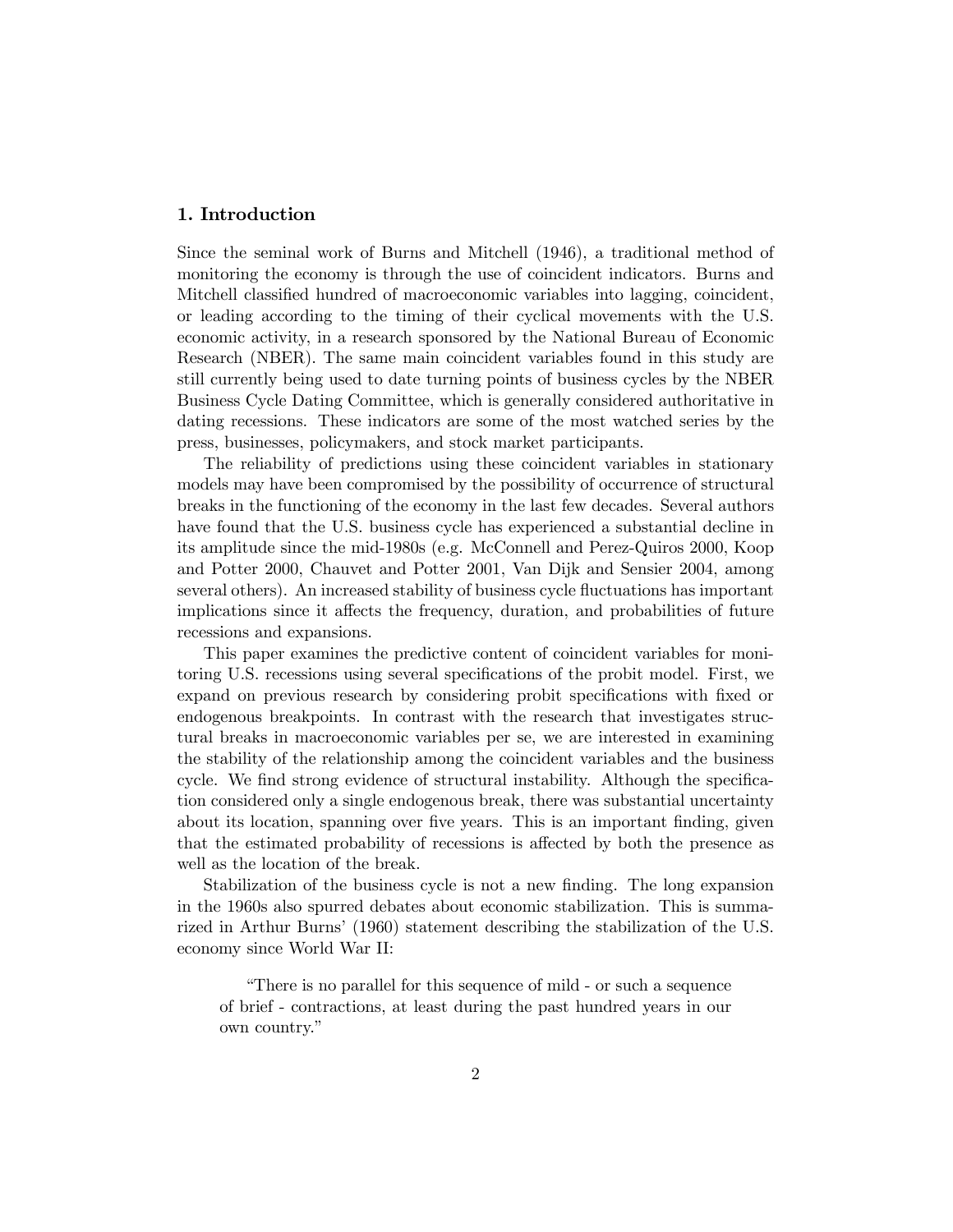## 1. Introduction

Since the seminal work of Burns and Mitchell (1946), a traditional method of monitoring the economy is through the use of coincident indicators. Burns and Mitchell classified hundred of macroeconomic variables into lagging, coincident, or leading according to the timing of their cyclical movements with the U.S. economic activity, in a research sponsored by the National Bureau of Economic Research (NBER). The same main coincident variables found in this study are still currently being used to date turning points of business cycles by the NBER Business Cycle Dating Committee, which is generally considered authoritative in dating recessions. These indicators are some of the most watched series by the press, businesses, policymakers, and stock market participants.

The reliability of predictions using these coincident variables in stationary models may have been compromised by the possibility of occurrence of structural breaks in the functioning of the economy in the last few decades. Several authors have found that the U.S. business cycle has experienced a substantial decline in its amplitude since the mid-1980s (e.g. McConnell and Perez-Quiros 2000, Koop and Potter 2000, Chauvet and Potter 2001, Van Dijk and Sensier 2004, among several others). An increased stability of business cycle fluctuations has important implications since it affects the frequency, duration, and probabilities of future recessions and expansions.

This paper examines the predictive content of coincident variables for monitoring U.S. recessions using several specifications of the probit model. First, we expand on previous research by considering probit specifications with fixed or endogenous breakpoints. In contrast with the research that investigates structural breaks in macroeconomic variables per se, we are interested in examining the stability of the relationship among the coincident variables and the business cycle. We find strong evidence of structural instability. Although the specification considered only a single endogenous break, there was substantial uncertainty about its location, spanning over five years. This is an important finding, given that the estimated probability of recessions is affected by both the presence as well as the location of the break.

Stabilization of the business cycle is not a new finding. The long expansion in the 1960s also spurred debates about economic stabilization. This is summarized in Arthur Burns' (1960) statement describing the stabilization of the U.S. economy since World War II:

> "There is no parallel for this sequence of mild - or such a sequence of brief - contractions, at least during the past hundred years in our own country."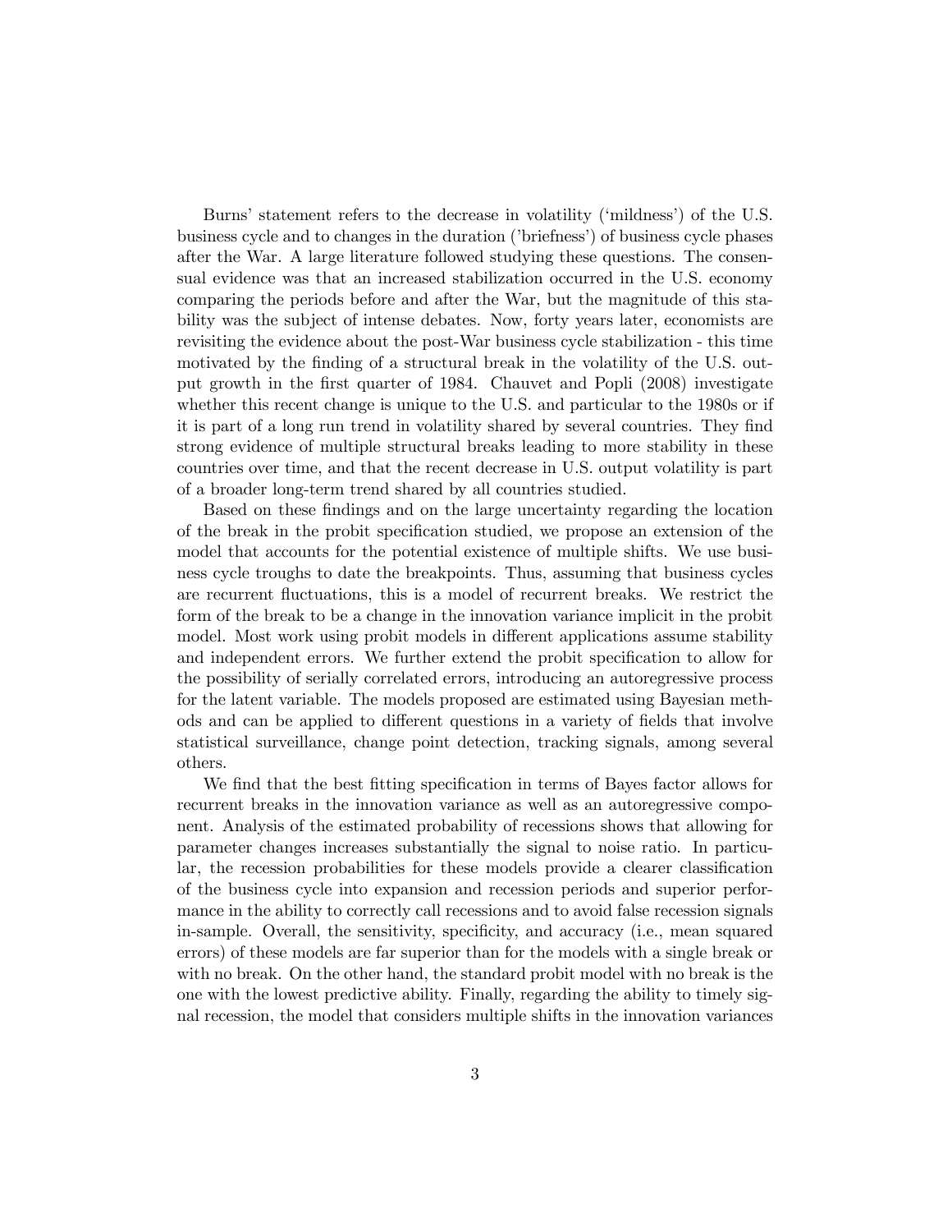Burns' statement refers to the decrease in volatility ('mildness') of the U.S. business cycle and to changes in the duration ('briefness') of business cycle phases after the War. A large literature followed studying these questions. The consensual evidence was that an increased stabilization occurred in the U.S. economy comparing the periods before and after the War, but the magnitude of this stability was the subject of intense debates. Now, forty years later, economists are revisiting the evidence about the post-War business cycle stabilization - this time motivated by the finding of a structural break in the volatility of the U.S. output growth in the first quarter of 1984. Chauvet and Popli (2008) investigate whether this recent change is unique to the U.S. and particular to the 1980s or if it is part of a long run trend in volatility shared by several countries. They find strong evidence of multiple structural breaks leading to more stability in these countries over time, and that the recent decrease in U.S. output volatility is part of a broader long-term trend shared by all countries studied.

Based on these findings and on the large uncertainty regarding the location of the break in the probit specification studied, we propose an extension of the model that accounts for the potential existence of multiple shifts. We use business cycle troughs to date the breakpoints. Thus, assuming that business cycles are recurrent fluctuations, this is a model of recurrent breaks. We restrict the form of the break to be a change in the innovation variance implicit in the probit model. Most work using probit models in different applications assume stability and independent errors. We further extend the probit specification to allow for the possibility of serially correlated errors, introducing an autoregressive process for the latent variable. The models proposed are estimated using Bayesian methods and can be applied to different questions in a variety of fields that involve statistical surveillance, change point detection, tracking signals, among several others.

We find that the best fitting specification in terms of Bayes factor allows for recurrent breaks in the innovation variance as well as an autoregressive component. Analysis of the estimated probability of recessions shows that allowing for parameter changes increases substantially the signal to noise ratio. In particular, the recession probabilities for these models provide a clearer classification of the business cycle into expansion and recession periods and superior performance in the ability to correctly call recessions and to avoid false recession signals in-sample. Overall, the sensitivity, specificity, and accuracy (i.e., mean squared errors) of these models are far superior than for the models with a single break or with no break. On the other hand, the standard probit model with no break is the one with the lowest predictive ability. Finally, regarding the ability to timely signal recession, the model that considers multiple shifts in the innovation variances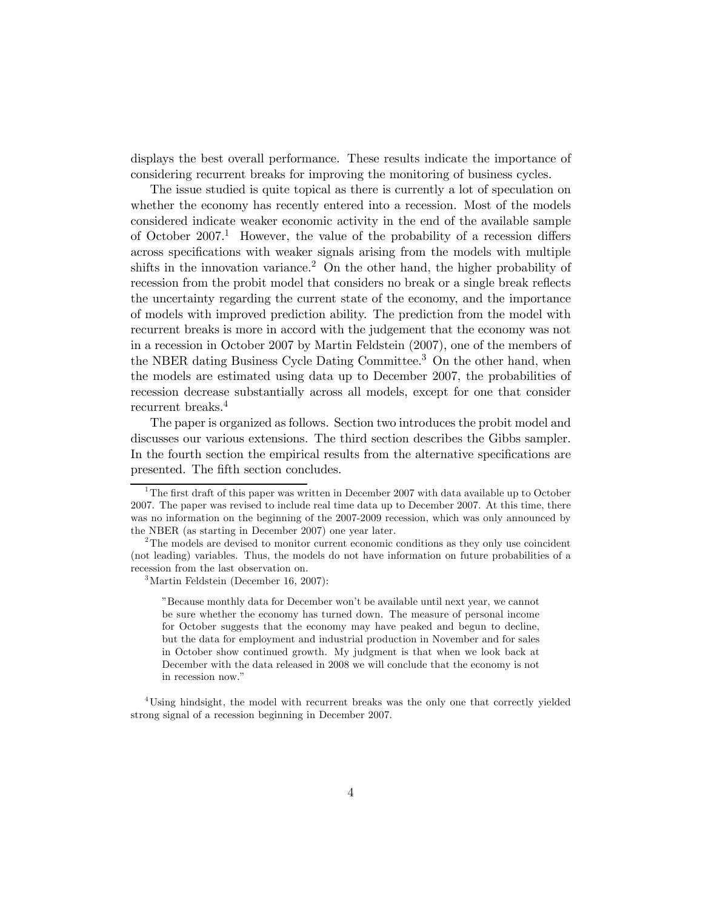displays the best overall performance. These results indicate the importance of considering recurrent breaks for improving the monitoring of business cycles.

The issue studied is quite topical as there is currently a lot of speculation on whether the economy has recently entered into a recession. Most of the models considered indicate weaker economic activity in the end of the available sample of October 2007.[1] However, the value of the probability of a recession differs across specifications with weaker signals arising from the models with multiple shifts in the innovation variance.[2] On the other hand, the higher probability of recession from the probit model that considers no break or a single break reflects the uncertainty regarding the current state of the economy, and the importance of models with improved prediction ability. The prediction from the model with recurrent breaks is more in accord with the judgement that the economy was not in a recession in October 2007 by Martin Feldstein (2007), one of the members of the NBER dating Business Cycle Dating Committee.[3] On the other hand, when the models are estimated using data up to December 2007, the probabilities of recession decrease substantially across all models, except for one that consider recurrent breaks.[4]

The paper is organized as follows. Section two introduces the probit model and discusses our various extensions. The third section describes the Gibbs sampler. In the fourth section the empirical results from the alternative specifications are presented. The fifth section concludes.

---

[1] The first draft of this paper was written in December 2007 with data available up to October 2007. The paper was revised to include real time data up to December 2007. At this time, there was no information on the beginning of the 2007-2009 recession, which was only announced by the NBER (as starting in December 2007) one year later.

[2] The models are devised to monitor current economic conditions as they only use coincident (not leading) variables. Thus, the models do not have information on future probabilities of a recession from the last observation on.

[3] Martin Feldstein (December 16, 2007):

> "Because monthly data for December won't be available until next year, we cannot be sure whether the economy has turned down. The measure of personal income for October suggests that the economy may have peaked and begun to decline, but the data for employment and industrial production in November and for sales in October show continued growth. My judgment is that when we look back at December with the data released in 2008 we will conclude that the economy is not in recession now."

[4] Using hindsight, the model with recurrent breaks was the only one that correctly yielded strong signal of a recession beginning in December 2007.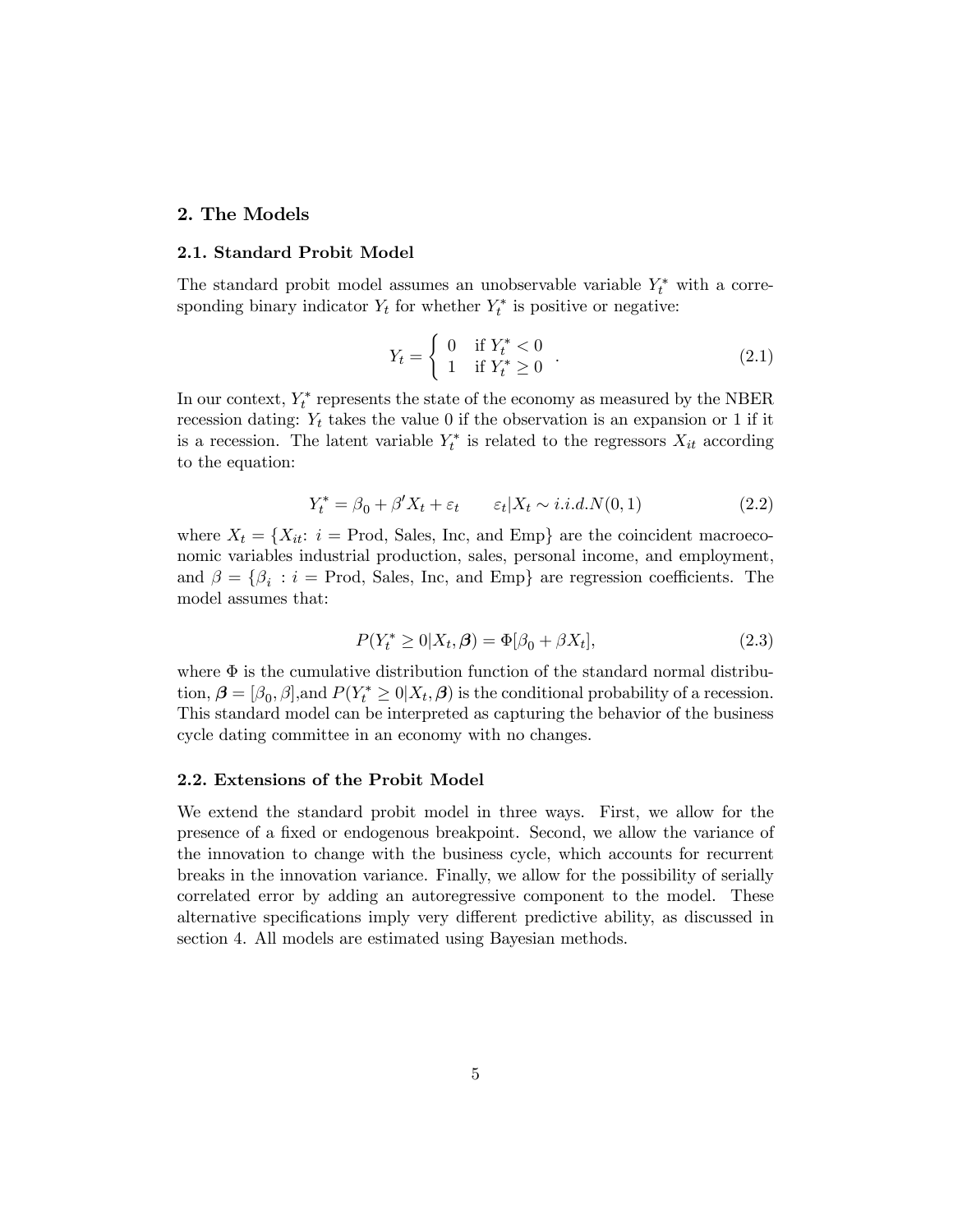## 2. The Models

### 2.1. Standard Probit Model

The standard probit model assumes an unobservable variable $Y_t^*$ with a corresponding binary indicator $Y_t$ for whether $Y_t^*$ is positive or negative:

$$Y_t = \begin{cases} 0 & \text{if } Y_t^* < 0 \\ 1 & \text{if } Y_t^* \geq 0 \end{cases} . \tag{2.1}$$

In our context, $Y_t^*$ represents the state of the economy as measured by the NBER recession dating: $Y_t$ takes the value 0 if the observation is an expansion or 1 if it is a recession. The latent variable $Y_t^*$ is related to the regressors $X_{it}$ according to the equation:

$$Y_t^* = \beta_0 + \beta' X_t + \varepsilon_t \qquad \varepsilon_t | X_t \sim i.i.d.N(0,1) \tag{2.2}$$

where $X_t = \{X_{it}$: $i$ = Prod, Sales, Inc, and Emp$\}$ are the coincident macroeconomic variables industrial production, sales, personal income, and employment, and $\beta = \{\beta_i$ : $i$ = Prod, Sales, Inc, and Emp$\}$ are regression coefficients. The model assumes that:

$$P(Y_t^* \geq 0 | X_t, \boldsymbol{\beta}) = \Phi[\beta_0 + \beta X_t], \tag{2.3}$$

where $\Phi$ is the cumulative distribution function of the standard normal distribution, $\boldsymbol{\beta} = [\beta_0, \beta]$,and $P(Y_t^* \geq 0 | X_t, \boldsymbol{\beta})$ is the conditional probability of a recession. This standard model can be interpreted as capturing the behavior of the business cycle dating committee in an economy with no changes.

### 2.2. Extensions of the Probit Model

We extend the standard probit model in three ways. First, we allow for the presence of a fixed or endogenous breakpoint. Second, we allow the variance of the innovation to change with the business cycle, which accounts for recurrent breaks in the innovation variance. Finally, we allow for the possibility of serially correlated error by adding an autoregressive component to the model. These alternative specifications imply very different predictive ability, as discussed in section 4. All models are estimated using Bayesian methods.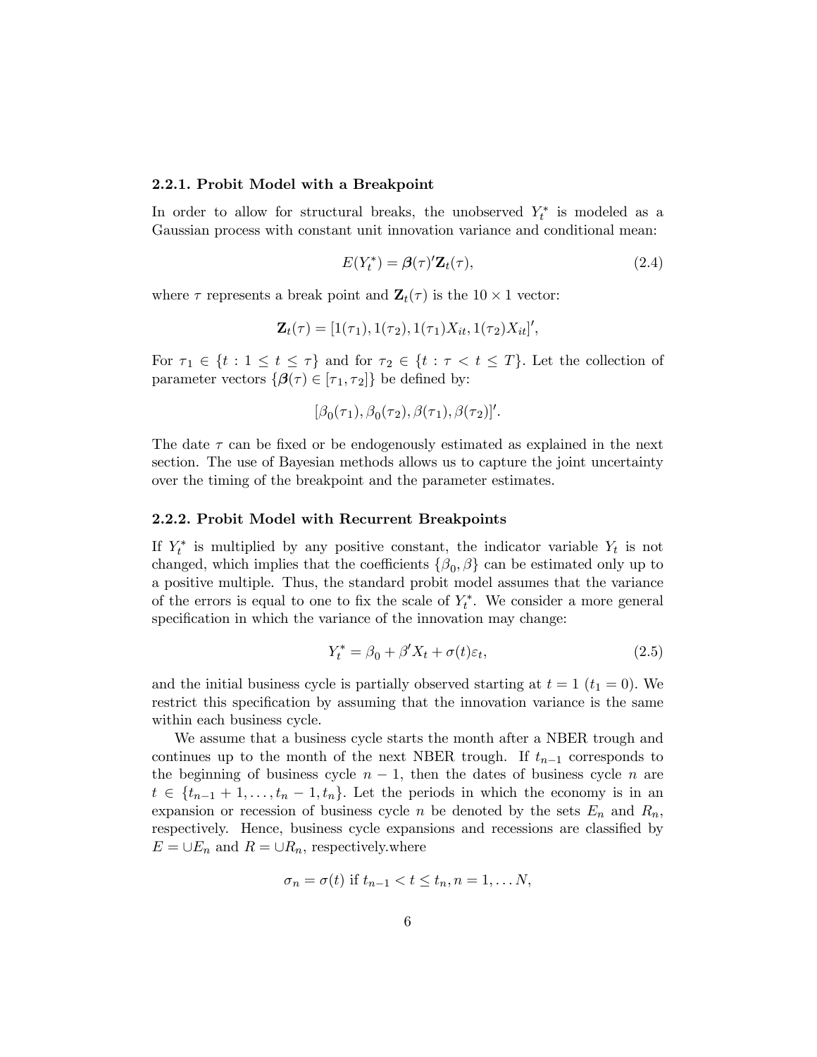### 2.2.1. Probit Model with a Breakpoint

In order to allow for structural breaks, the unobserved $Y_t^*$ is modeled as a Gaussian process with constant unit innovation variance and conditional mean:

$$E(Y_t^*) = \boldsymbol{\beta}(\tau)'\mathbf{Z}_t(\tau), \tag{2.4}$$

where $\tau$ represents a break point and $\mathbf{Z}_t(\tau)$ is the $10 \times 1$ vector:

$$\mathbf{Z}_t(\tau) = [1(\tau_1), 1(\tau_2), 1(\tau_1)X_{it}, 1(\tau_2)X_{it}]',$$

For $\tau_1 \in \{t : 1 \leq t \leq \tau\}$ and for $\tau_2 \in \{t : \tau < t \leq T\}$. Let the collection of parameter vectors $\{\boldsymbol{\beta}(\tau) \in [\tau_1, \tau_2]\}$ be defined by:

$$[\beta_0(\tau_1), \beta_0(\tau_2), \beta(\tau_1), \beta(\tau_2)]'.$$

The date $\tau$ can be fixed or be endogenously estimated as explained in the next section. The use of Bayesian methods allows us to capture the joint uncertainty over the timing of the breakpoint and the parameter estimates.

### 2.2.2. Probit Model with Recurrent Breakpoints

If $Y_t^*$ is multiplied by any positive constant, the indicator variable $Y_t$ is not changed, which implies that the coefficients $\{\beta_0, \beta\}$ can be estimated only up to a positive multiple. Thus, the standard probit model assumes that the variance of the errors is equal to one to fix the scale of $Y_t^*$. We consider a more general specification in which the variance of the innovation may change:

$$Y_t^* = \beta_0 + \beta' X_t + \sigma(t)\varepsilon_t, \tag{2.5}$$

and the initial business cycle is partially observed starting at $t = 1$ ($t_1 = 0$). We restrict this specification by assuming that the innovation variance is the same within each business cycle.

We assume that a business cycle starts the month after a NBER trough and continues up to the month of the next NBER trough. If $t_{n-1}$ corresponds to the beginning of business cycle $n-1$, then the dates of business cycle $n$ are $t \in \{t_{n-1}+1, \ldots, t_n - 1, t_n\}$. Let the periods in which the economy is in an expansion or recession of business cycle $n$ be denoted by the sets $E_n$ and $R_n$, respectively. Hence, business cycle expansions and recessions are classified by $E = \cup E_n$ and $R = \cup R_n$, respectively.where

$$\sigma_n = \sigma(t) \text{ if } t_{n-1} < t \leq t_n, n = 1, \ldots N,$$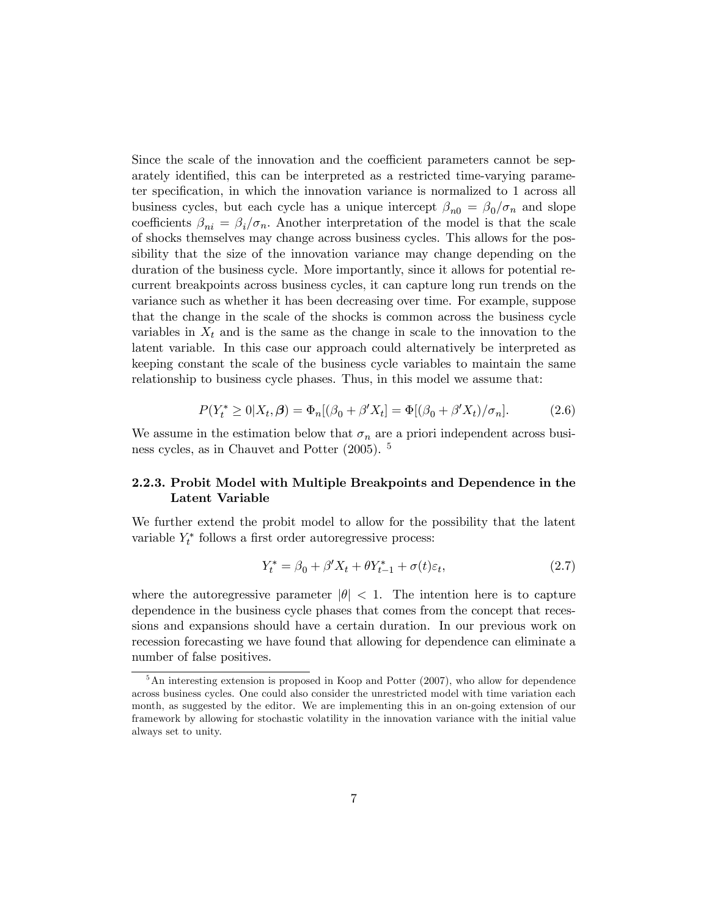Since the scale of the innovation and the coefficient parameters cannot be separately identified, this can be interpreted as a restricted time-varying parameter specification, in which the innovation variance is normalized to 1 across all business cycles, but each cycle has a unique intercept $\beta_{n0} = \beta_0/\sigma_n$ and slope coefficients $\beta_{ni} = \beta_i/\sigma_n$. Another interpretation of the model is that the scale of shocks themselves may change across business cycles. This allows for the possibility that the size of the innovation variance may change depending on the duration of the business cycle. More importantly, since it allows for potential recurrent breakpoints across business cycles, it can capture long run trends on the variance such as whether it has been decreasing over time. For example, suppose that the change in the scale of the shocks is common across the business cycle variables in $X_t$ and is the same as the change in scale to the innovation to the latent variable. In this case our approach could alternatively be interpreted as keeping constant the scale of the business cycle variables to maintain the same relationship to business cycle phases. Thus, in this model we assume that:

$$P(Y_t^* \geq 0 | X_t, \boldsymbol{\beta}) = \Phi_n[(\beta_0 + \beta' X_t] = \Phi[(\beta_0 + \beta' X_t)/\sigma_n]. \tag{2.6}$$

We assume in the estimation below that $\sigma_n$ are a priori independent across business cycles, as in Chauvet and Potter (2005). [5]

### 2.2.3. Probit Model with Multiple Breakpoints and Dependence in the Latent Variable

We further extend the probit model to allow for the possibility that the latent variable $Y_t^*$ follows a first order autoregressive process:

$$Y_t^* = \beta_0 + \beta' X_t + \theta Y_{t-1}^* + \sigma(t)\varepsilon_t, \tag{2.7}$$

where the autoregressive parameter $|\theta| < 1$. The intention here is to capture dependence in the business cycle phases that comes from the concept that recessions and expansions should have a certain duration. In our previous work on recession forecasting we have found that allowing for dependence can eliminate a number of false positives.

[5] An interesting extension is proposed in Koop and Potter (2007), who allow for dependence across business cycles. One could also consider the unrestricted model with time variation each month, as suggested by the editor. We are implementing this in an on-going extension of our framework by allowing for stochastic volatility in the innovation variance with the initial value always set to unity.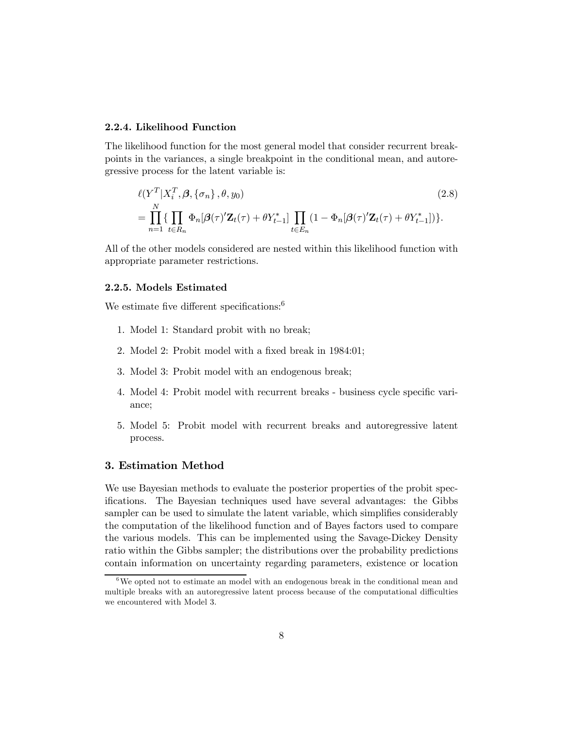#### 2.2.4. Likelihood Function

The likelihood function for the most general model that consider recurrent breakpoints in the variances, a single breakpoint in the conditional mean, and autoregressive process for the latent variable is:

$$
\begin{aligned}
&\ell(Y^T|X_i^T, \boldsymbol{\beta}, \{\sigma_n\}, \theta, y_0) \qquad (2.8)\\
&= \prod_{n=1}^{N} \{ \prod_{t \in R_n} \Phi_n[\boldsymbol{\beta}(\tau)'\mathbf{Z}_t(\tau) + \theta Y_{t-1}^*] \prod_{t \in E_n} (1 - \Phi_n[\boldsymbol{\beta}(\tau)'\mathbf{Z}_t(\tau) + \theta Y_{t-1}^*]) \}.
\end{aligned}
$$

All of the other models considered are nested within this likelihood function with appropriate parameter restrictions.

#### 2.2.5. Models Estimated

We estimate five different specifications:[6]

1. Model 1: Standard probit with no break;
2. Model 2: Probit model with a fixed break in 1984:01;
3. Model 3: Probit model with an endogenous break;
4. Model 4: Probit model with recurrent breaks - business cycle specific variance;
5. Model 5: Probit model with recurrent breaks and autoregressive latent process.

## 3. Estimation Method

We use Bayesian methods to evaluate the posterior properties of the probit specifications. The Bayesian techniques used have several advantages: the Gibbs sampler can be used to simulate the latent variable, which simplifies considerably the computation of the likelihood function and of Bayes factors used to compare the various models. This can be implemented using the Savage-Dickey Density ratio within the Gibbs sampler; the distributions over the probability predictions contain information on uncertainty regarding parameters, existence or location

[6] We opted not to estimate an model with an endogenous break in the conditional mean and multiple breaks with an autoregressive latent process because of the computational difficulties we encountered with Model 3.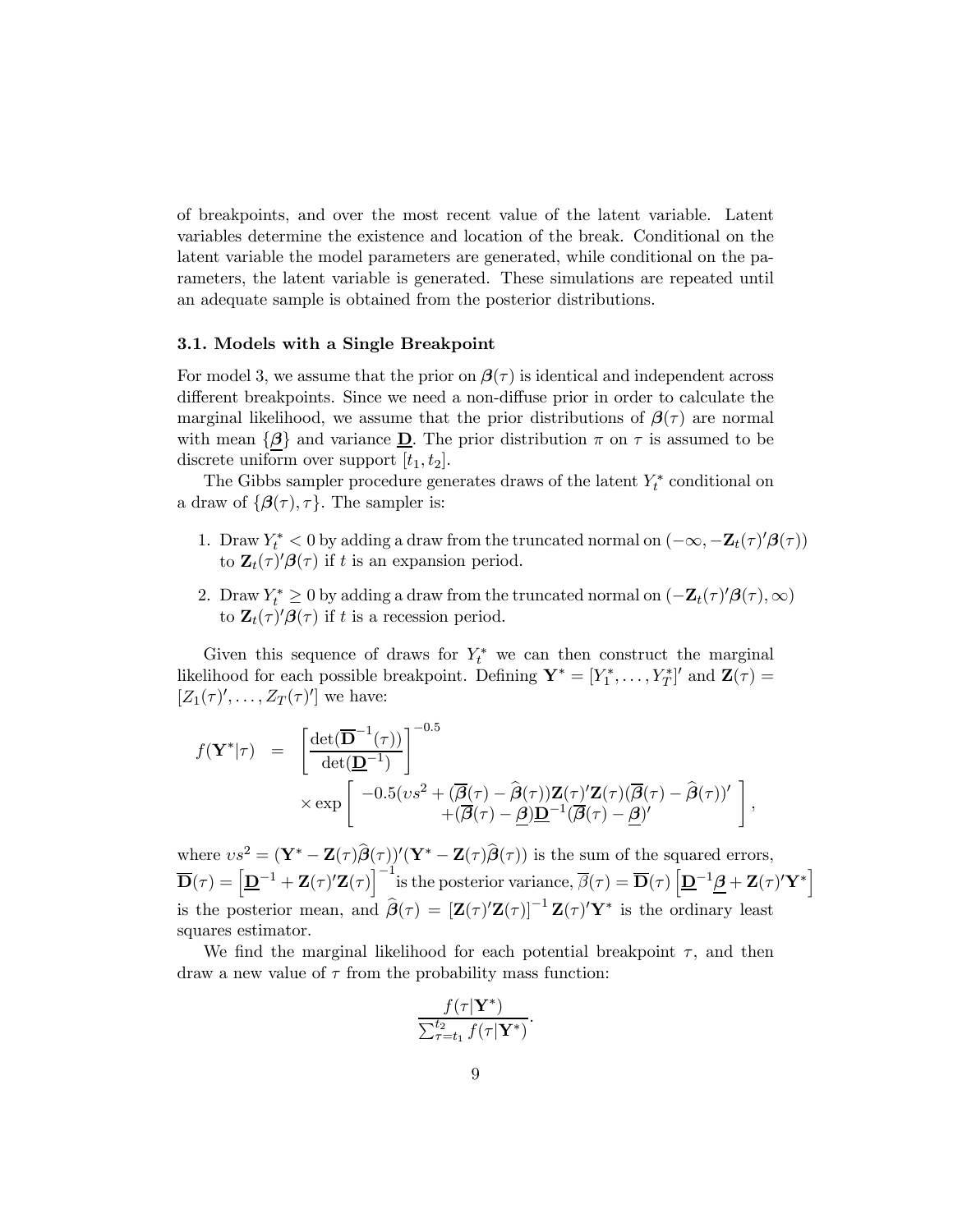of breakpoints, and over the most recent value of the latent variable. Latent variables determine the existence and location of the break. Conditional on the latent variable the model parameters are generated, while conditional on the parameters, the latent variable is generated. These simulations are repeated until an adequate sample is obtained from the posterior distributions.

### 3.1. Models with a Single Breakpoint

For model 3, we assume that the prior on $\boldsymbol{\beta}(\tau)$ is identical and independent across different breakpoints. Since we need a non-diffuse prior in order to calculate the marginal likelihood, we assume that the prior distributions of $\boldsymbol{\beta}(\tau)$ are normal with mean $\{\underline{\boldsymbol{\beta}}\}$ and variance $\underline{\mathbf{D}}$. The prior distribution $\pi$ on $\tau$ is assumed to be discrete uniform over support $[t_1, t_2]$.

The Gibbs sampler procedure generates draws of the latent $Y_t^*$ conditional on a draw of $\{\boldsymbol{\beta}(\tau), \tau\}$. The sampler is:

1. Draw $Y_t^* < 0$ by adding a draw from the truncated normal on $(-\infty, -\mathbf{Z}_t(\tau)'\boldsymbol{\beta}(\tau))$ to $\mathbf{Z}_t(\tau)'\boldsymbol{\beta}(\tau)$ if $t$ is an expansion period.
2. Draw $Y_t^* \geq 0$ by adding a draw from the truncated normal on $(-\mathbf{Z}_t(\tau)'\boldsymbol{\beta}(\tau), \infty)$ to $\mathbf{Z}_t(\tau)'\boldsymbol{\beta}(\tau)$ if $t$ is a recession period.

Given this sequence of draws for $Y_t^*$ we can then construct the marginal likelihood for each possible breakpoint. Defining $\mathbf{Y}^* = [Y_1^*, \ldots, Y_T^*]'$ and $\mathbf{Z}(\tau) = [Z_1(\tau)', \ldots, Z_T(\tau)']$ we have:

$$
\begin{aligned}
f(\mathbf{Y}^*|\tau) &= \left[\frac{\det(\overline{\mathbf{D}}^{-1}(\tau))}{\det(\underline{\mathbf{D}}^{-1})}\right]^{-0.5} \\
&\quad \times \exp\left[\begin{array}{c} -0.5(\upsilon s^2 + (\overline{\boldsymbol{\beta}}(\tau) - \widehat{\boldsymbol{\beta}}(\tau))\mathbf{Z}(\tau)'\mathbf{Z}(\tau)(\overline{\boldsymbol{\beta}}(\tau) - \widehat{\boldsymbol{\beta}}(\tau))' \\ +(\overline{\boldsymbol{\beta}}(\tau) - \underline{\boldsymbol{\beta}})\underline{\mathbf{D}}^{-1}(\overline{\boldsymbol{\beta}}(\tau) - \underline{\boldsymbol{\beta}})' \end{array}\right],
\end{aligned}
$$

where $\upsilon s^2 = (\mathbf{Y}^* - \mathbf{Z}(\tau)\widehat{\boldsymbol{\beta}}(\tau))'(\mathbf{Y}^* - \mathbf{Z}(\tau)\widehat{\boldsymbol{\beta}}(\tau))$ is the sum of the squared errors, $\overline{\mathbf{D}}(\tau) = \left[\underline{\mathbf{D}}^{-1} + \mathbf{Z}(\tau)'\mathbf{Z}(\tau)\right]^{-1}$ is the posterior variance, $\overline{\beta}(\tau) = \overline{\mathbf{D}}(\tau)\left[\underline{\mathbf{D}}^{-1}\underline{\boldsymbol{\beta}} + \mathbf{Z}(\tau)'\mathbf{Y}^*\right]$ is the posterior mean, and $\widehat{\boldsymbol{\beta}}(\tau) = [\mathbf{Z}(\tau)'\mathbf{Z}(\tau)]^{-1}\mathbf{Z}(\tau)'\mathbf{Y}^*$ is the ordinary least squares estimator.

We find the marginal likelihood for each potential breakpoint $\tau$, and then draw a new value of $\tau$ from the probability mass function:

$$
\frac{f(\tau|\mathbf{Y}^*)}{\sum_{\tau=t_1}^{t_2} f(\tau|\mathbf{Y}^*)}.
$$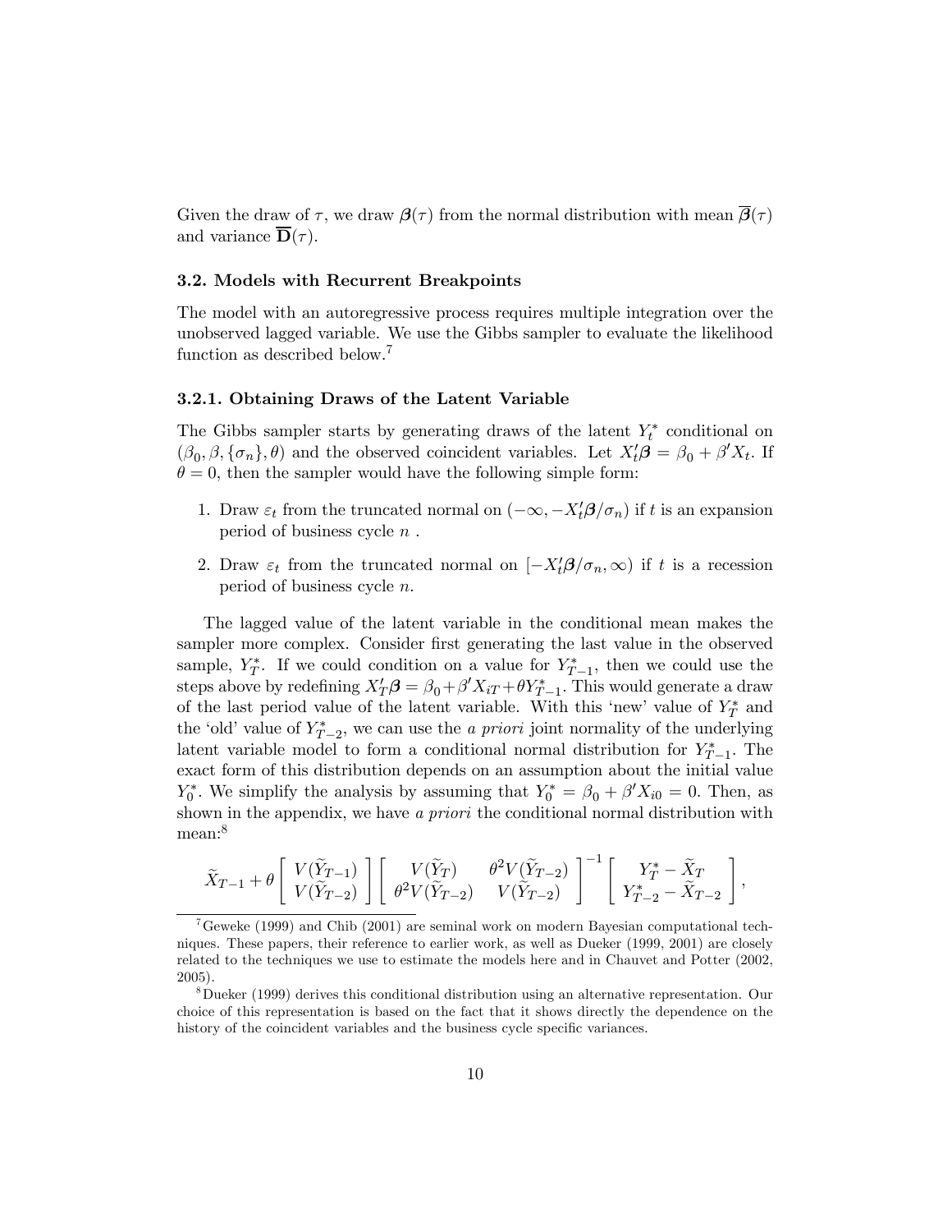Given the draw of $\tau$, we draw $\boldsymbol{\beta}(\tau)$ from the normal distribution with mean $\overline{\boldsymbol{\beta}}(\tau)$ and variance $\overline{\mathbf{D}}(\tau)$.

### 3.2. Models with Recurrent Breakpoints

The model with an autoregressive process requires multiple integration over the unobserved lagged variable. We use the Gibbs sampler to evaluate the likelihood function as described below.[7]

#### 3.2.1. Obtaining Draws of the Latent Variable

The Gibbs sampler starts by generating draws of the latent $Y_t^*$ conditional on $(\beta_0, \beta, \{\sigma_n\}, \theta)$ and the observed coincident variables. Let $X_t'\boldsymbol{\beta} = \beta_0 + \beta' X_t$. If $\theta = 0$, then the sampler would have the following simple form:

1. Draw $\varepsilon_t$ from the truncated normal on $(-\infty, -X_t'\boldsymbol{\beta}/\sigma_n)$ if $t$ is an expansion period of business cycle $n$ .
2. Draw $\varepsilon_t$ from the truncated normal on $[-X_t'\boldsymbol{\beta}/\sigma_n, \infty)$ if $t$ is a recession period of business cycle $n$.

The lagged value of the latent variable in the conditional mean makes the sampler more complex. Consider first generating the last value in the observed sample, $Y_T^*$. If we could condition on a value for $Y_{T-1}^*$, then we could use the steps above by redefining $X_T'\boldsymbol{\beta} = \beta_0 + \beta' X_{iT} + \theta Y_{T-1}^*$. This would generate a draw of the last period value of the latent variable. With this 'new' value of $Y_T^*$ and the 'old' value of $Y_{T-2}^*$, we can use the *a priori* joint normality of the underlying latent variable model to form a conditional normal distribution for $Y_{T-1}^*$. The exact form of this distribution depends on an assumption about the initial value $Y_0^*$. We simplify the analysis by assuming that $Y_0^* = \beta_0 + \beta' X_{i0} = 0$. Then, as shown in the appendix, we have *a priori* the conditional normal distribution with mean:[8]

$$\widetilde{X}_{T-1} + \theta \begin{bmatrix} V(\widetilde{Y}_{T-1}) \\ V(\widetilde{Y}_{T-2}) \end{bmatrix} \begin{bmatrix} V(\widetilde{Y}_T) & \theta^2 V(\widetilde{Y}_{T-2}) \\ \theta^2 V(\widetilde{Y}_{T-2}) & V(\widetilde{Y}_{T-2}) \end{bmatrix}^{-1} \begin{bmatrix} Y_T^* - \widetilde{X}_T \\ Y_{T-2}^* - \widetilde{X}_{T-2} \end{bmatrix},$$

---

[7] Geweke (1999) and Chib (2001) are seminal work on modern Bayesian computational techniques. These papers, their reference to earlier work, as well as Dueker (1999, 2001) are closely related to the techniques we use to estimate the models here and in Chauvet and Potter (2002, 2005).

[8] Dueker (1999) derives this conditional distribution using an alternative representation. Our choice of this representation is based on the fact that it shows directly the dependence on the history of the coincident variables and the business cycle specific variances.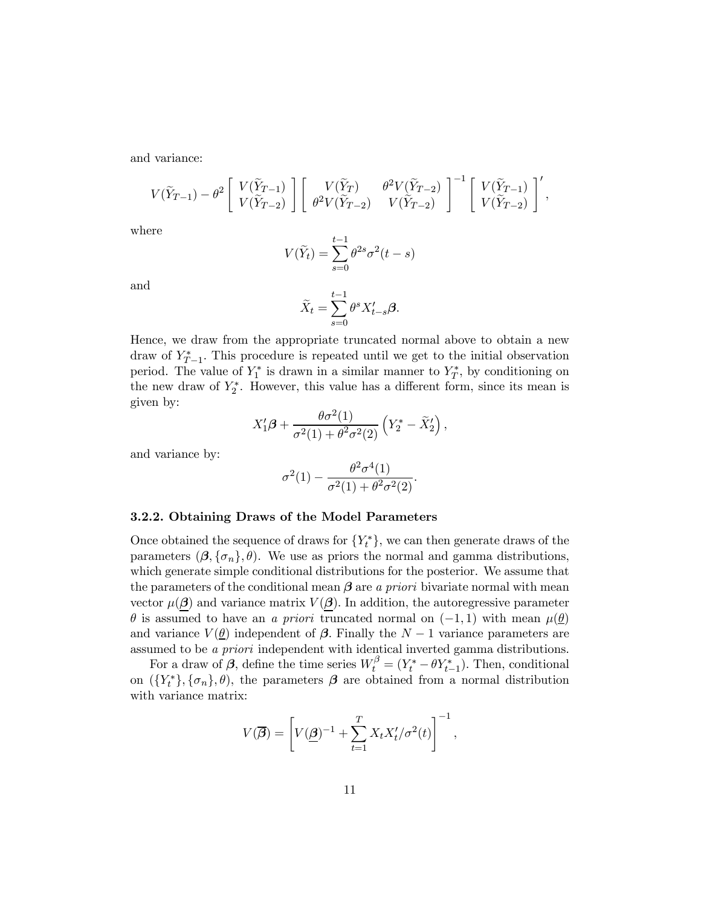and variance:

$$
V(\widetilde{Y}_{T-1}) - \theta^2 \begin{bmatrix} V(\widetilde{Y}_{T-1}) \\ V(\widetilde{Y}_{T-2}) \end{bmatrix} \begin{bmatrix} V(\widetilde{Y}_T) & \theta^2 V(\widetilde{Y}_{T-2}) \\ \theta^2 V(\widetilde{Y}_{T-2}) & V(\widetilde{Y}_{T-2}) \end{bmatrix}^{-1} \begin{bmatrix} V(\widetilde{Y}_{T-1}) \\ V(\widetilde{Y}_{T-2}) \end{bmatrix}',
$$

where

$$
V(\widetilde{Y}_t) = \sum_{s=0}^{t-1} \theta^{2s} \sigma^2(t-s)
$$

and

$$
\widetilde{X}_t = \sum_{s=0}^{t-1} \theta^s X'_{t-s} \boldsymbol{\beta}.
$$

Hence, we draw from the appropriate truncated normal above to obtain a new draw of $Y^*_{T-1}$. This procedure is repeated until we get to the initial observation period. The value of $Y^*_1$ is drawn in a similar manner to $Y^*_T$, by conditioning on the new draw of $Y^*_2$. However, this value has a different form, since its mean is given by:

$$
X'_1 \boldsymbol{\beta} + \frac{\theta \sigma^2(1)}{\sigma^2(1) + \theta^2 \sigma^2(2)} \left( Y^*_2 - \widetilde{X}'_2 \right),
$$

and variance by:

$$
\sigma^2(1) - \frac{\theta^2 \sigma^4(1)}{\sigma^2(1) + \theta^2 \sigma^2(2)}.
$$

### 3.2.2. Obtaining Draws of the Model Parameters

Once obtained the sequence of draws for $\{Y^*_t\}$, we can then generate draws of the parameters $(\boldsymbol{\beta}, \{\sigma_n\}, \theta)$. We use as priors the normal and gamma distributions, which generate simple conditional distributions for the posterior. We assume that the parameters of the conditional mean $\boldsymbol{\beta}$ are *a priori* bivariate normal with mean vector $\mu(\underline{\boldsymbol{\beta}})$ and variance matrix $V(\underline{\boldsymbol{\beta}})$. In addition, the autoregressive parameter $\theta$ is assumed to have an *a priori* truncated normal on $(-1, 1)$ with mean $\mu(\underline{\theta})$ and variance $V(\underline{\theta})$ independent of $\boldsymbol{\beta}$. Finally the $N-1$ variance parameters are assumed to be *a priori* independent with identical inverted gamma distributions.

For a draw of $\boldsymbol{\beta}$, define the time series $W^{\beta}_t = (Y^*_t - \theta Y^*_{t-1})$. Then, conditional on $(\{Y^*_t\}, \{\sigma_n\}, \theta)$, the parameters $\boldsymbol{\beta}$ are obtained from a normal distribution with variance matrix:

$$
V(\overline{\boldsymbol{\beta}}) = \left[ V(\underline{\boldsymbol{\beta}})^{-1} + \sum_{t=1}^{T} X_t X'_t / \sigma^2(t) \right]^{-1},
$$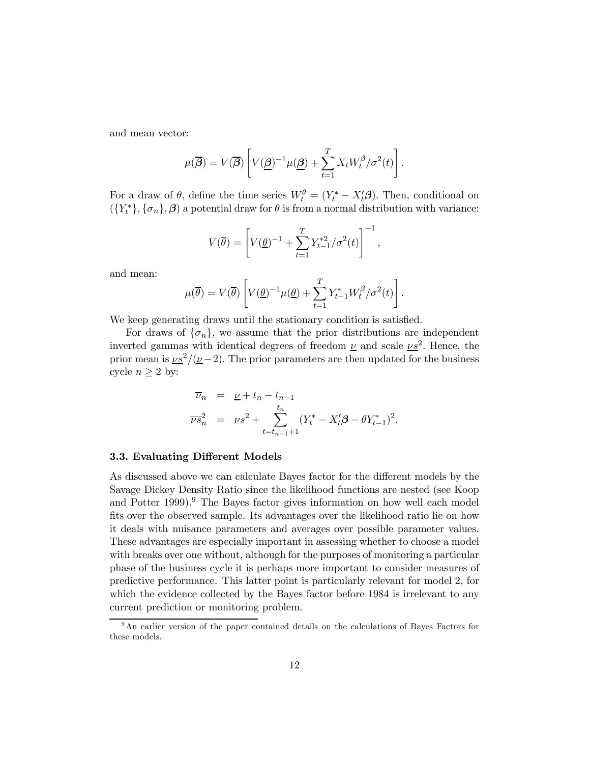and mean vector:

$$\mu(\overline{\boldsymbol{\beta}}) = V(\overline{\boldsymbol{\beta}}) \left[ V(\underline{\boldsymbol{\beta}})^{-1} \mu(\underline{\boldsymbol{\beta}}) + \sum_{t=1}^{T} X_t W_t^{\beta} / \sigma^2(t) \right].$$

For a draw of $\theta$, define the time series $W_t^{\theta} = (Y_t^* - X_t' \boldsymbol{\beta})$. Then, conditional on $(\{Y_t^*\}, \{\sigma_n\}, \boldsymbol{\beta})$ a potential draw for $\theta$ is from a normal distribution with variance:

$$V(\overline{\theta}) = \left[ V(\underline{\theta})^{-1} + \sum_{t=1}^{T} Y_{t-1}^{*2} / \sigma^2(t) \right]^{-1},$$

and mean:

$$\mu(\overline{\theta}) = V(\overline{\theta}) \left[ V(\underline{\theta})^{-1} \mu(\underline{\theta}) + \sum_{t=1}^{T} Y_{t-1}^{*} W_t^{\beta} / \sigma^2(t) \right].$$

We keep generating draws until the stationary condition is satisfied.

For draws of $\{\sigma_n\}$, we assume that the prior distributions are independent inverted gammas with identical degrees of freedom $\underline{\nu}$ and scale $\underline{\nu s}^2$. Hence, the prior mean is $\underline{\nu s}^2/(\underline{\nu}-2)$. The prior parameters are then updated for the business cycle $n \geq 2$ by:

$$\begin{aligned} \overline{\nu}_n &= \underline{\nu} + t_n - t_{n-1} \\ \overline{\nu s}_n^2 &= \underline{\nu s}^2 + \sum_{t=t_{n-1}+1}^{t_n} (Y_t^* - X_t' \boldsymbol{\beta} - \theta Y_{t-1}^*)^2. \end{aligned}$$

### 3.3. Evaluating Different Models

As discussed above we can calculate Bayes factor for the different models by the Savage Dickey Density Ratio since the likelihood functions are nested (see Koop and Potter 1999).[9] The Bayes factor gives information on how well each model fits over the observed sample. Its advantages over the likelihood ratio lie on how it deals with nuisance parameters and averages over possible parameter values. These advantages are especially important in assessing whether to choose a model with breaks over one without, although for the purposes of monitoring a particular phase of the business cycle it is perhaps more important to consider measures of predictive performance. This latter point is particularly relevant for model 2, for which the evidence collected by the Bayes factor before 1984 is irrelevant to any current prediction or monitoring problem.

[9] An earlier version of the paper contained details on the calculations of Bayes Factors for these models.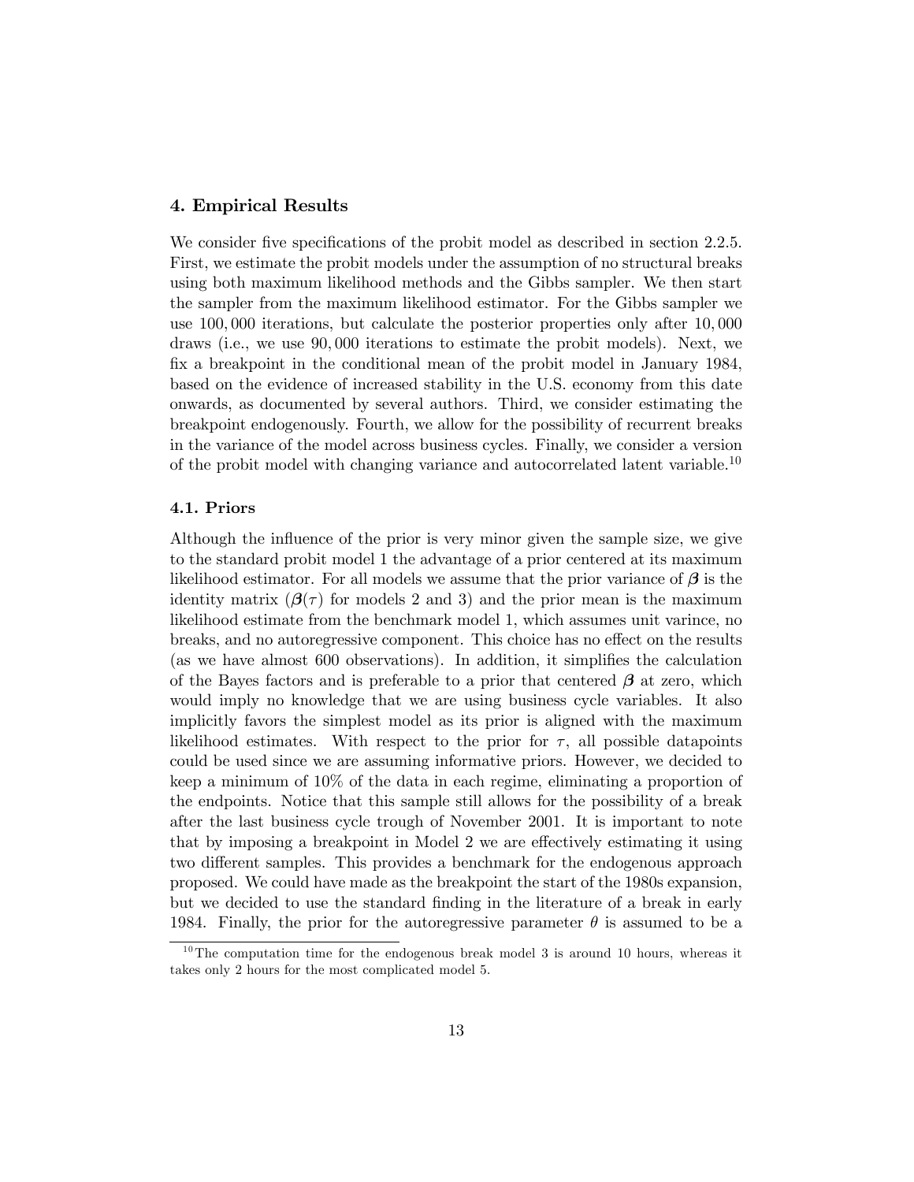### 4. Empirical Results

We consider five specifications of the probit model as described in section 2.2.5. First, we estimate the probit models under the assumption of no structural breaks using both maximum likelihood methods and the Gibbs sampler. We then start the sampler from the maximum likelihood estimator. For the Gibbs sampler we use 100,000 iterations, but calculate the posterior properties only after 10,000 draws (i.e., we use 90,000 iterations to estimate the probit models). Next, we fix a breakpoint in the conditional mean of the probit model in January 1984, based on the evidence of increased stability in the U.S. economy from this date onwards, as documented by several authors. Third, we consider estimating the breakpoint endogenously. Fourth, we allow for the possibility of recurrent breaks in the variance of the model across business cycles. Finally, we consider a version of the probit model with changing variance and autocorrelated latent variable.[10]

#### 4.1. Priors

Although the influence of the prior is very minor given the sample size, we give to the standard probit model 1 the advantage of a prior centered at its maximum likelihood estimator. For all models we assume that the prior variance of $\boldsymbol{\beta}$ is the identity matrix ($\boldsymbol{\beta}(\tau)$ for models 2 and 3) and the prior mean is the maximum likelihood estimate from the benchmark model 1, which assumes unit varince, no breaks, and no autoregressive component. This choice has no effect on the results (as we have almost 600 observations). In addition, it simplifies the calculation of the Bayes factors and is preferable to a prior that centered $\boldsymbol{\beta}$ at zero, which would imply no knowledge that we are using business cycle variables. It also implicitly favors the simplest model as its prior is aligned with the maximum likelihood estimates. With respect to the prior for $\tau$, all possible datapoints could be used since we are assuming informative priors. However, we decided to keep a minimum of 10% of the data in each regime, eliminating a proportion of the endpoints. Notice that this sample still allows for the possibility of a break after the last business cycle trough of November 2001. It is important to note that by imposing a breakpoint in Model 2 we are effectively estimating it using two different samples. This provides a benchmark for the endogenous approach proposed. We could have made as the breakpoint the start of the 1980s expansion, but we decided to use the standard finding in the literature of a break in early 1984. Finally, the prior for the autoregressive parameter $\theta$ is assumed to be a

[10] The computation time for the endogenous break model 3 is around 10 hours, whereas it takes only 2 hours for the most complicated model 5.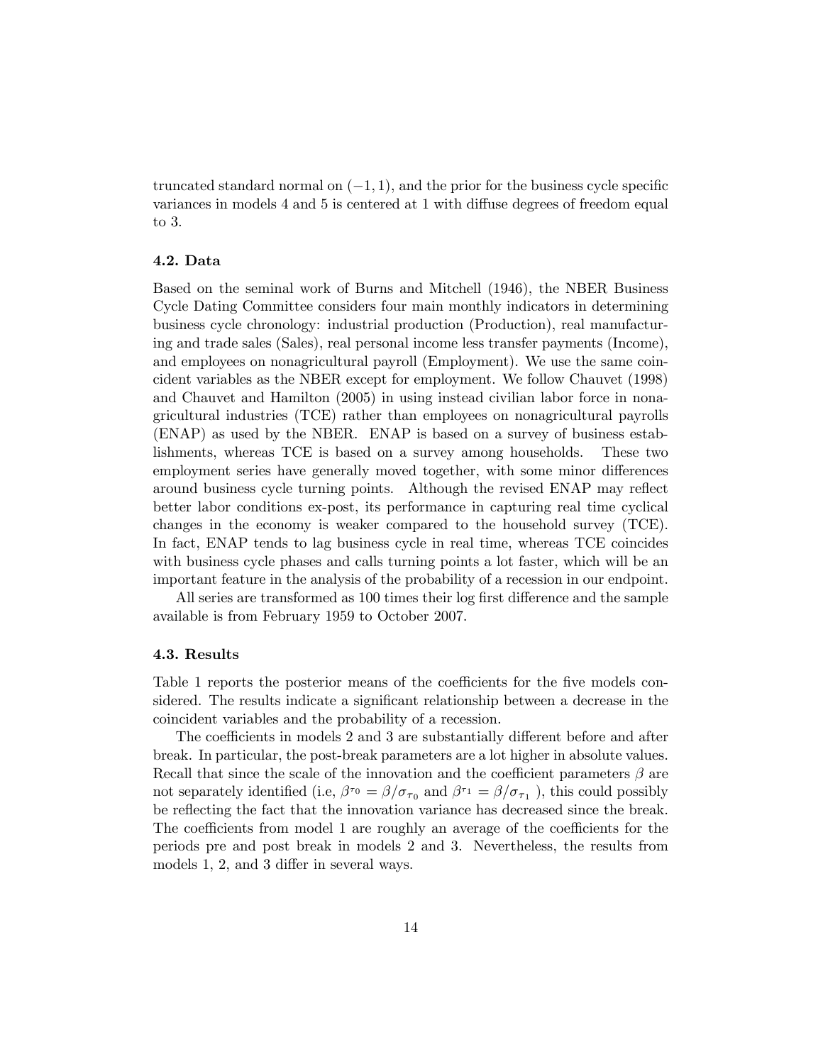truncated standard normal on $(-1, 1)$, and the prior for the business cycle specific variances in models 4 and 5 is centered at 1 with diffuse degrees of freedom equal to 3.

### 4.2. Data

Based on the seminal work of Burns and Mitchell (1946), the NBER Business Cycle Dating Committee considers four main monthly indicators in determining business cycle chronology: industrial production (Production), real manufacturing and trade sales (Sales), real personal income less transfer payments (Income), and employees on nonagricultural payroll (Employment). We use the same coincident variables as the NBER except for employment. We follow Chauvet (1998) and Chauvet and Hamilton (2005) in using instead civilian labor force in nonagricultural industries (TCE) rather than employees on nonagricultural payrolls (ENAP) as used by the NBER. ENAP is based on a survey of business establishments, whereas TCE is based on a survey among households. These two employment series have generally moved together, with some minor differences around business cycle turning points. Although the revised ENAP may reflect better labor conditions ex-post, its performance in capturing real time cyclical changes in the economy is weaker compared to the household survey (TCE). In fact, ENAP tends to lag business cycle in real time, whereas TCE coincides with business cycle phases and calls turning points a lot faster, which will be an important feature in the analysis of the probability of a recession in our endpoint.

All series are transformed as 100 times their log first difference and the sample available is from February 1959 to October 2007.

### 4.3. Results

Table 1 reports the posterior means of the coefficients for the five models considered. The results indicate a significant relationship between a decrease in the coincident variables and the probability of a recession.

The coefficients in models 2 and 3 are substantially different before and after break. In particular, the post-break parameters are a lot higher in absolute values. Recall that since the scale of the innovation and the coefficient parameters $\beta$ are not separately identified (i.e, $\beta^{\tau_0} = \beta/\sigma_{\tau_0}$ and $\beta^{\tau_1} = \beta/\sigma_{\tau_1}$ ), this could possibly be reflecting the fact that the innovation variance has decreased since the break. The coefficients from model 1 are roughly an average of the coefficients for the periods pre and post break in models 2 and 3. Nevertheless, the results from models 1, 2, and 3 differ in several ways.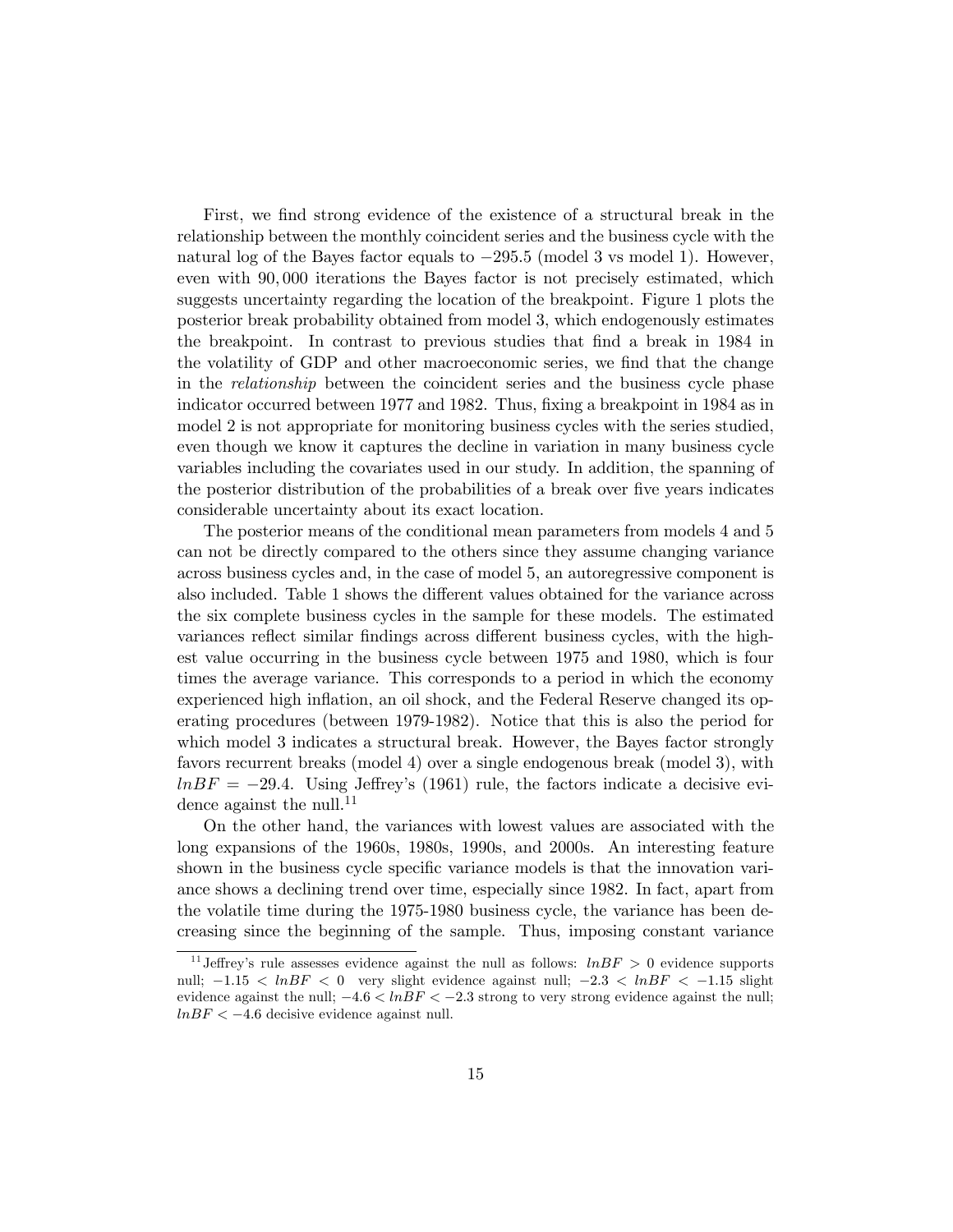First, we find strong evidence of the existence of a structural break in the relationship between the monthly coincident series and the business cycle with the natural log of the Bayes factor equals to $-295.5$ (model 3 vs model 1). However, even with $90,000$ iterations the Bayes factor is not precisely estimated, which suggests uncertainty regarding the location of the breakpoint. Figure 1 plots the posterior break probability obtained from model 3, which endogenously estimates the breakpoint. In contrast to previous studies that find a break in 1984 in the volatility of GDP and other macroeconomic series, we find that the change in the *relationship* between the coincident series and the business cycle phase indicator occurred between 1977 and 1982. Thus, fixing a breakpoint in 1984 as in model 2 is not appropriate for monitoring business cycles with the series studied, even though we know it captures the decline in variation in many business cycle variables including the covariates used in our study. In addition, the spanning of the posterior distribution of the probabilities of a break over five years indicates considerable uncertainty about its exact location.

The posterior means of the conditional mean parameters from models 4 and 5 can not be directly compared to the others since they assume changing variance across business cycles and, in the case of model 5, an autoregressive component is also included. Table 1 shows the different values obtained for the variance across the six complete business cycles in the sample for these models. The estimated variances reflect similar findings across different business cycles, with the highest value occurring in the business cycle between 1975 and 1980, which is four times the average variance. This corresponds to a period in which the economy experienced high inflation, an oil shock, and the Federal Reserve changed its operating procedures (between 1979-1982). Notice that this is also the period for which model 3 indicates a structural break. However, the Bayes factor strongly favors recurrent breaks (model 4) over a single endogenous break (model 3), with $lnBF = -29.4$. Using Jeffrey's (1961) rule, the factors indicate a decisive evidence against the null.[11]

On the other hand, the variances with lowest values are associated with the long expansions of the 1960s, 1980s, 1990s, and 2000s. An interesting feature shown in the business cycle specific variance models is that the innovation variance shows a declining trend over time, especially since 1982. In fact, apart from the volatile time during the 1975-1980 business cycle, the variance has been decreasing since the beginning of the sample. Thus, imposing constant variance

[11] Jeffrey's rule assesses evidence against the null as follows: $lnBF > 0$ evidence supports null; $-1.15 < lnBF < 0$ very slight evidence against null; $-2.3 < lnBF < -1.15$ slight evidence against the null; $-4.6 < lnBF < -2.3$ strong to very strong evidence against the null; $lnBF < -4.6$ decisive evidence against null.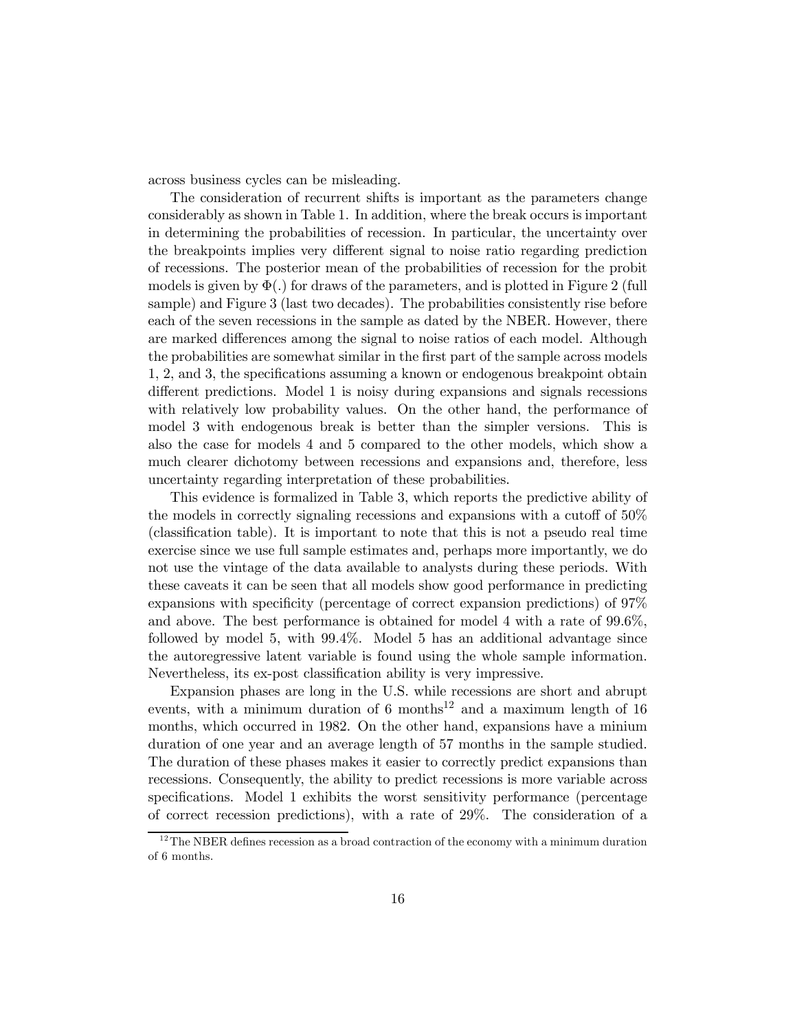across business cycles can be misleading.

The consideration of recurrent shifts is important as the parameters change considerably as shown in Table 1. In addition, where the break occurs is important in determining the probabilities of recession. In particular, the uncertainty over the breakpoints implies very different signal to noise ratio regarding prediction of recessions. The posterior mean of the probabilities of recession for the probit models is given by $\Phi(.)$ for draws of the parameters, and is plotted in Figure 2 (full sample) and Figure 3 (last two decades). The probabilities consistently rise before each of the seven recessions in the sample as dated by the NBER. However, there are marked differences among the signal to noise ratios of each model. Although the probabilities are somewhat similar in the first part of the sample across models 1, 2, and 3, the specifications assuming a known or endogenous breakpoint obtain different predictions. Model 1 is noisy during expansions and signals recessions with relatively low probability values. On the other hand, the performance of model 3 with endogenous break is better than the simpler versions. This is also the case for models 4 and 5 compared to the other models, which show a much clearer dichotomy between recessions and expansions and, therefore, less uncertainty regarding interpretation of these probabilities.

This evidence is formalized in Table 3, which reports the predictive ability of the models in correctly signaling recessions and expansions with a cutoff of 50% (classification table). It is important to note that this is not a pseudo real time exercise since we use full sample estimates and, perhaps more importantly, we do not use the vintage of the data available to analysts during these periods. With these caveats it can be seen that all models show good performance in predicting expansions with specificity (percentage of correct expansion predictions) of 97% and above. The best performance is obtained for model 4 with a rate of 99.6%, followed by model 5, with 99.4%. Model 5 has an additional advantage since the autoregressive latent variable is found using the whole sample information. Nevertheless, its ex-post classification ability is very impressive.

Expansion phases are long in the U.S. while recessions are short and abrupt events, with a minimum duration of 6 months[12] and a maximum length of 16 months, which occurred in 1982. On the other hand, expansions have a minium duration of one year and an average length of 57 months in the sample studied. The duration of these phases makes it easier to correctly predict expansions than recessions. Consequently, the ability to predict recessions is more variable across specifications. Model 1 exhibits the worst sensitivity performance (percentage of correct recession predictions), with a rate of 29%. The consideration of a

[12] The NBER defines recession as a broad contraction of the economy with a minimum duration of 6 months.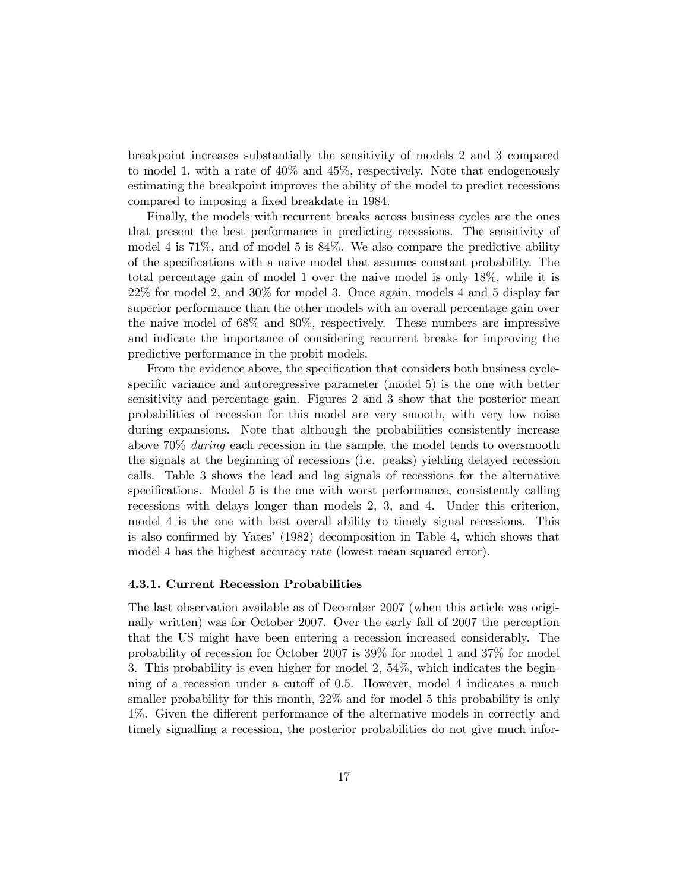breakpoint increases substantially the sensitivity of models 2 and 3 compared to model 1, with a rate of 40% and 45%, respectively. Note that endogenously estimating the breakpoint improves the ability of the model to predict recessions compared to imposing a fixed breakdate in 1984.

Finally, the models with recurrent breaks across business cycles are the ones that present the best performance in predicting recessions. The sensitivity of model 4 is 71%, and of model 5 is 84%. We also compare the predictive ability of the specifications with a naive model that assumes constant probability. The total percentage gain of model 1 over the naive model is only 18%, while it is 22% for model 2, and 30% for model 3. Once again, models 4 and 5 display far superior performance than the other models with an overall percentage gain over the naive model of 68% and 80%, respectively. These numbers are impressive and indicate the importance of considering recurrent breaks for improving the predictive performance in the probit models.

From the evidence above, the specification that considers both business cycle-specific variance and autoregressive parameter (model 5) is the one with better sensitivity and percentage gain. Figures 2 and 3 show that the posterior mean probabilities of recession for this model are very smooth, with very low noise during expansions. Note that although the probabilities consistently increase above 70% *during* each recession in the sample, the model tends to oversmooth the signals at the beginning of recessions (i.e. peaks) yielding delayed recession calls. Table 3 shows the lead and lag signals of recessions for the alternative specifications. Model 5 is the one with worst performance, consistently calling recessions with delays longer than models 2, 3, and 4. Under this criterion, model 4 is the one with best overall ability to timely signal recessions. This is also confirmed by Yates' (1982) decomposition in Table 4, which shows that model 4 has the highest accuracy rate (lowest mean squared error).

#### 4.3.1. Current Recession Probabilities

The last observation available as of December 2007 (when this article was originally written) was for October 2007. Over the early fall of 2007 the perception that the US might have been entering a recession increased considerably. The probability of recession for October 2007 is 39% for model 1 and 37% for model 3. This probability is even higher for model 2, 54%, which indicates the beginning of a recession under a cutoff of 0.5. However, model 4 indicates a much smaller probability for this month, 22% and for model 5 this probability is only 1%. Given the different performance of the alternative models in correctly and timely signalling a recession, the posterior probabilities do not give much infor-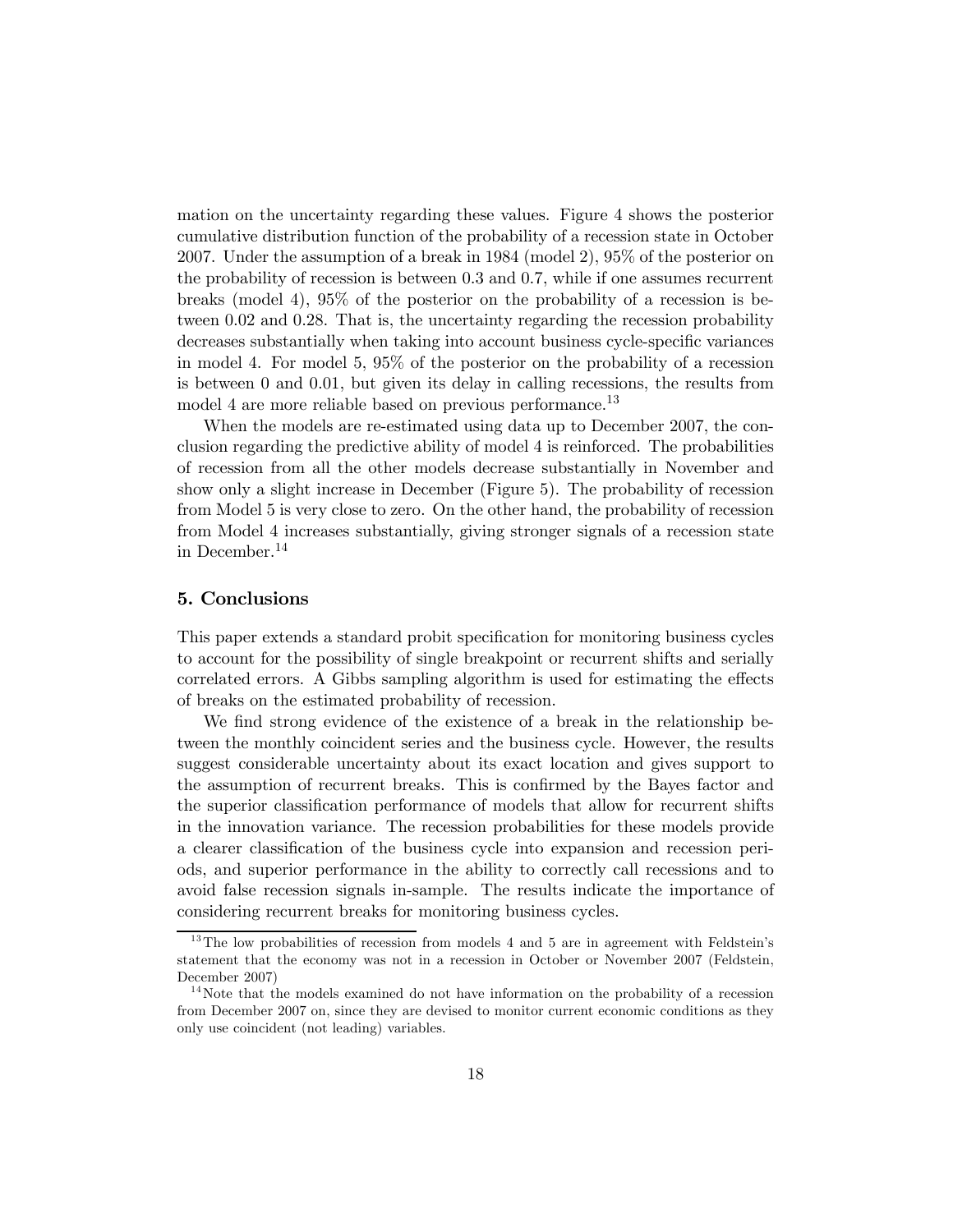mation on the uncertainty regarding these values. Figure 4 shows the posterior cumulative distribution function of the probability of a recession state in October 2007. Under the assumption of a break in 1984 (model 2), 95% of the posterior on the probability of recession is between 0.3 and 0.7, while if one assumes recurrent breaks (model 4), 95% of the posterior on the probability of a recession is between 0.02 and 0.28. That is, the uncertainty regarding the recession probability decreases substantially when taking into account business cycle-specific variances in model 4. For model 5, 95% of the posterior on the probability of a recession is between 0 and 0.01, but given its delay in calling recessions, the results from model 4 are more reliable based on previous performance.[13]

When the models are re-estimated using data up to December 2007, the conclusion regarding the predictive ability of model 4 is reinforced. The probabilities of recession from all the other models decrease substantially in November and show only a slight increase in December (Figure 5). The probability of recession from Model 5 is very close to zero. On the other hand, the probability of recession from Model 4 increases substantially, giving stronger signals of a recession state in December.[14]

## 5. Conclusions

This paper extends a standard probit specification for monitoring business cycles to account for the possibility of single breakpoint or recurrent shifts and serially correlated errors. A Gibbs sampling algorithm is used for estimating the effects of breaks on the estimated probability of recession.

We find strong evidence of the existence of a break in the relationship between the monthly coincident series and the business cycle. However, the results suggest considerable uncertainty about its exact location and gives support to the assumption of recurrent breaks. This is confirmed by the Bayes factor and the superior classification performance of models that allow for recurrent shifts in the innovation variance. The recession probabilities for these models provide a clearer classification of the business cycle into expansion and recession periods, and superior performance in the ability to correctly call recessions and to avoid false recession signals in-sample. The results indicate the importance of considering recurrent breaks for monitoring business cycles.

[13] The low probabilities of recession from models 4 and 5 are in agreement with Feldstein's statement that the economy was not in a recession in October or November 2007 (Feldstein, December 2007)

[14] Note that the models examined do not have information on the probability of a recession from December 2007 on, since they are devised to monitor current economic conditions as they only use coincident (not leading) variables.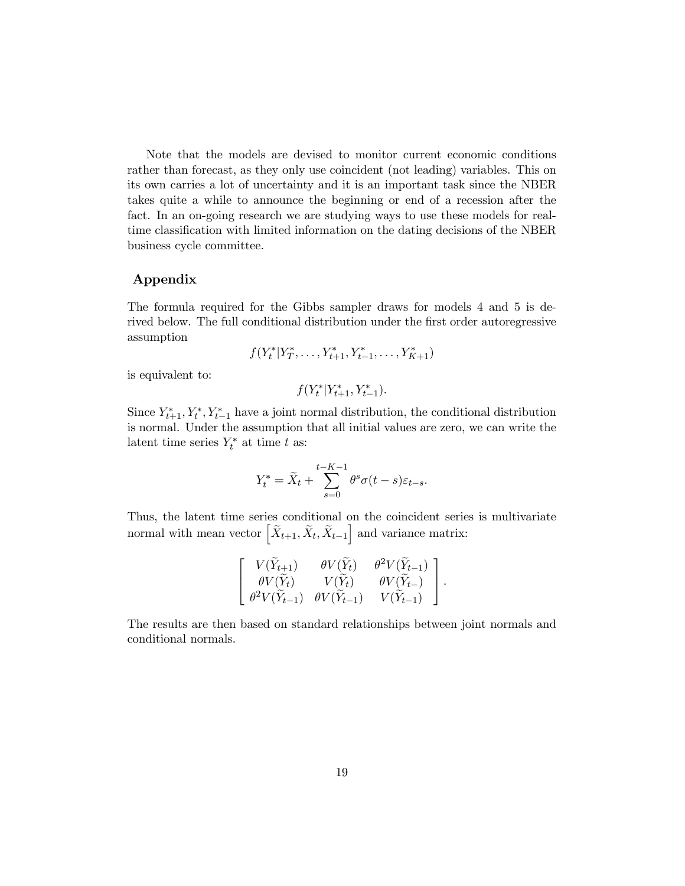Note that the models are devised to monitor current economic conditions rather than forecast, as they only use coincident (not leading) variables. This on its own carries a lot of uncertainty and it is an important task since the NBER takes quite a while to announce the beginning or end of a recession after the fact. In an on-going research we are studying ways to use these models for real-time classification with limited information on the dating decisions of the NBER business cycle committee.

## Appendix

The formula required for the Gibbs sampler draws for models 4 and 5 is derived below. The full conditional distribution under the first order autoregressive assumption

$$f(Y_t^*|Y_T^*, \ldots, Y_{t+1}^*, Y_{t-1}^*, \ldots, Y_{K+1}^*)$$

is equivalent to:

$$f(Y_t^*|Y_{t+1}^*, Y_{t-1}^*).$$

Since $Y_{t+1}^*, Y_t^*, Y_{t-1}^*$ have a joint normal distribution, the conditional distribution is normal. Under the assumption that all initial values are zero, we can write the latent time series $Y_t^*$ at time $t$ as:

$$Y_t^* = \widetilde{X}_t + \sum_{s=0}^{t-K-1} \theta^s \sigma(t-s)\varepsilon_{t-s}.$$

Thus, the latent time series conditional on the coincident series is multivariate normal with mean vector $\left[\widetilde{X}_{t+1}, \widetilde{X}_t, \widetilde{X}_{t-1}\right]$ and variance matrix:

$$\left[ \begin{array}{ccc} V(\widetilde{Y}_{t+1}) & \theta V(\widetilde{Y}_t) & \theta^2 V(\widetilde{Y}_{t-1}) \\ \theta V(\widetilde{Y}_t) & V(\widetilde{Y}_t) & \theta V(\widetilde{Y}_{t-}) \\ \theta^2 V(\widetilde{Y}_{t-1}) & \theta V(\widetilde{Y}_{t-1}) & V(\widetilde{Y}_{t-1}) \end{array} \right].$$

The results are then based on standard relationships between joint normals and conditional normals.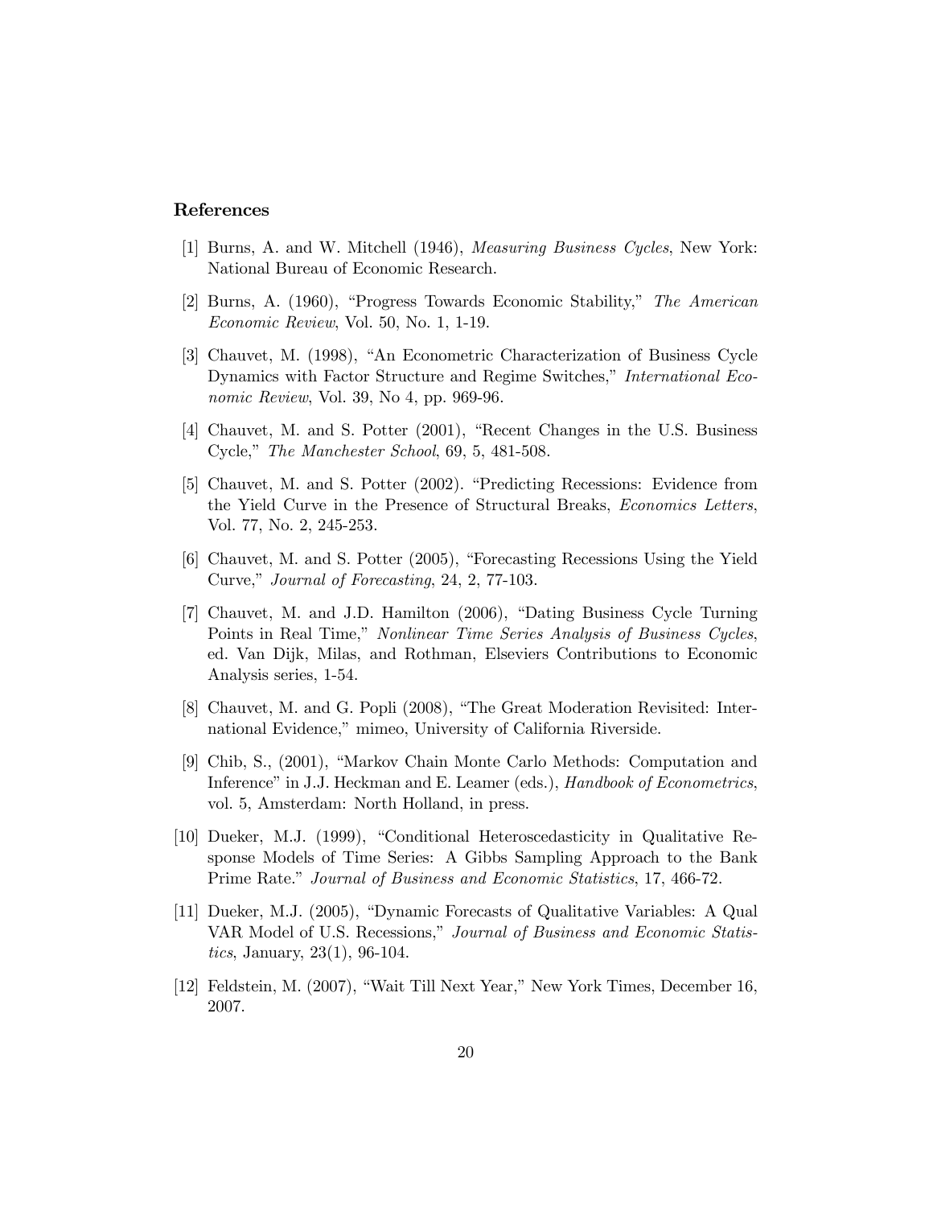## References

[1] Burns, A. and W. Mitchell (1946), *Measuring Business Cycles*, New York: National Bureau of Economic Research.

[2] Burns, A. (1960), "Progress Towards Economic Stability," *The American Economic Review*, Vol. 50, No. 1, 1-19.

[3] Chauvet, M. (1998), "An Econometric Characterization of Business Cycle Dynamics with Factor Structure and Regime Switches," *International Economic Review*, Vol. 39, No 4, pp. 969-96.

[4] Chauvet, M. and S. Potter (2001), "Recent Changes in the U.S. Business Cycle," *The Manchester School*, 69, 5, 481-508.

[5] Chauvet, M. and S. Potter (2002). "Predicting Recessions: Evidence from the Yield Curve in the Presence of Structural Breaks, *Economics Letters*, Vol. 77, No. 2, 245-253.

[6] Chauvet, M. and S. Potter (2005), "Forecasting Recessions Using the Yield Curve," *Journal of Forecasting*, 24, 2, 77-103.

[7] Chauvet, M. and J.D. Hamilton (2006), "Dating Business Cycle Turning Points in Real Time," *Nonlinear Time Series Analysis of Business Cycles*, ed. Van Dijk, Milas, and Rothman, Elseviers Contributions to Economic Analysis series, 1-54.

[8] Chauvet, M. and G. Popli (2008), "The Great Moderation Revisited: International Evidence," mimeo, University of California Riverside.

[9] Chib, S., (2001), "Markov Chain Monte Carlo Methods: Computation and Inference" in J.J. Heckman and E. Leamer (eds.), *Handbook of Econometrics*, vol. 5, Amsterdam: North Holland, in press.

[10] Dueker, M.J. (1999), "Conditional Heteroscedasticity in Qualitative Response Models of Time Series: A Gibbs Sampling Approach to the Bank Prime Rate." *Journal of Business and Economic Statistics*, 17, 466-72.

[11] Dueker, M.J. (2005), "Dynamic Forecasts of Qualitative Variables: A Qual VAR Model of U.S. Recessions," *Journal of Business and Economic Statistics*, January, 23(1), 96-104.

[12] Feldstein, M. (2007), "Wait Till Next Year," New York Times, December 16, 2007.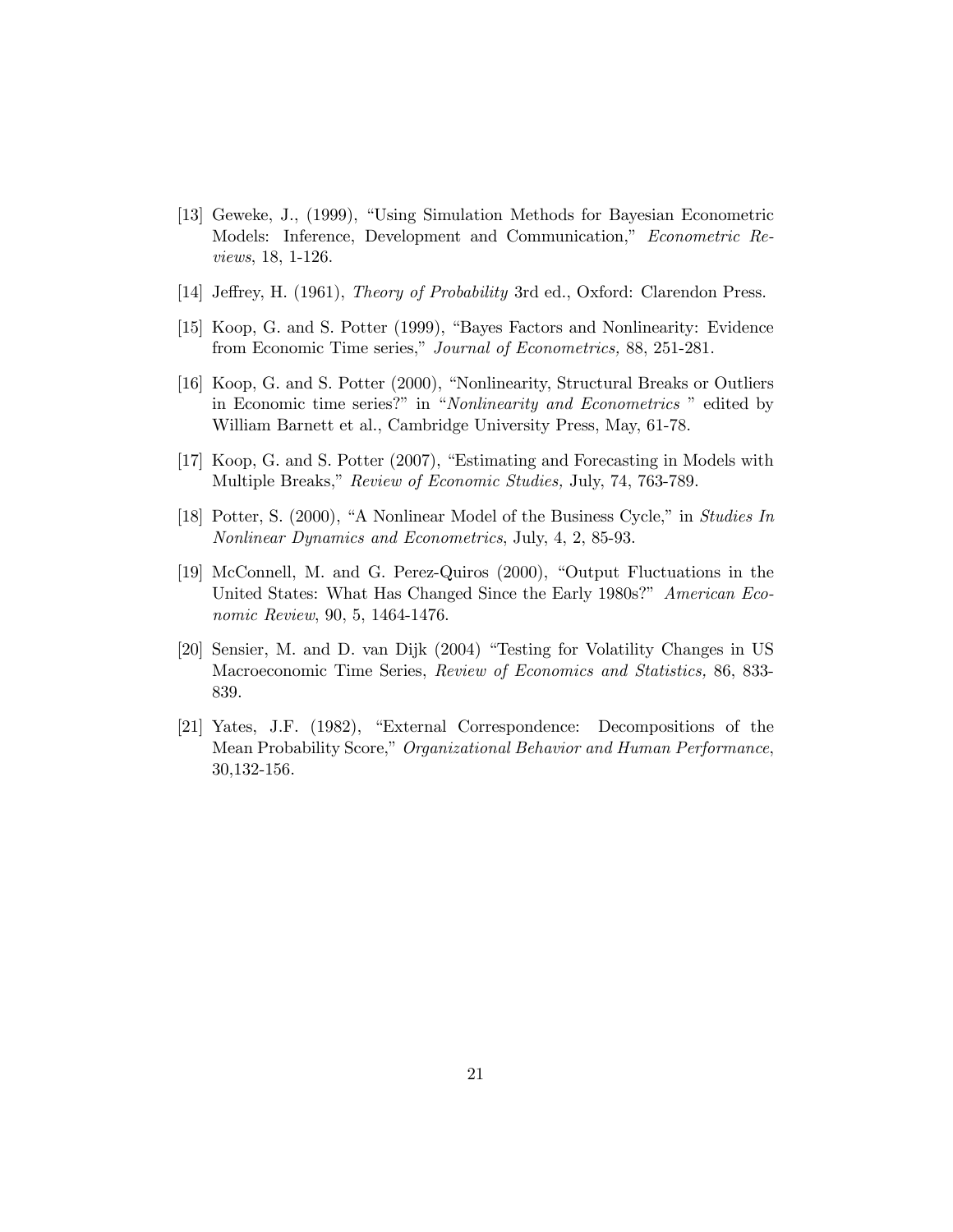[13] Geweke, J., (1999), "Using Simulation Methods for Bayesian Econometric Models: Inference, Development and Communication," *Econometric Reviews*, 18, 1-126.

[14] Jeffrey, H. (1961), *Theory of Probability* 3rd ed., Oxford: Clarendon Press.

[15] Koop, G. and S. Potter (1999), "Bayes Factors and Nonlinearity: Evidence from Economic Time series," *Journal of Econometrics,* 88, 251-281.

[16] Koop, G. and S. Potter (2000), "Nonlinearity, Structural Breaks or Outliers in Economic time series?" in "*Nonlinearity and Econometrics* " edited by William Barnett et al., Cambridge University Press, May, 61-78.

[17] Koop, G. and S. Potter (2007), "Estimating and Forecasting in Models with Multiple Breaks," *Review of Economic Studies,* July, 74, 763-789.

[18] Potter, S. (2000), "A Nonlinear Model of the Business Cycle," in *Studies In Nonlinear Dynamics and Econometrics*, July, 4, 2, 85-93.

[19] McConnell, M. and G. Perez-Quiros (2000), "Output Fluctuations in the United States: What Has Changed Since the Early 1980s?" *American Economic Review*, 90, 5, 1464-1476.

[20] Sensier, M. and D. van Dijk (2004) "Testing for Volatility Changes in US Macroeconomic Time Series, *Review of Economics and Statistics,* 86, 833-839.

[21] Yates, J.F. (1982), "External Correspondence: Decompositions of the Mean Probability Score," *Organizational Behavior and Human Performance*, 30,132-156.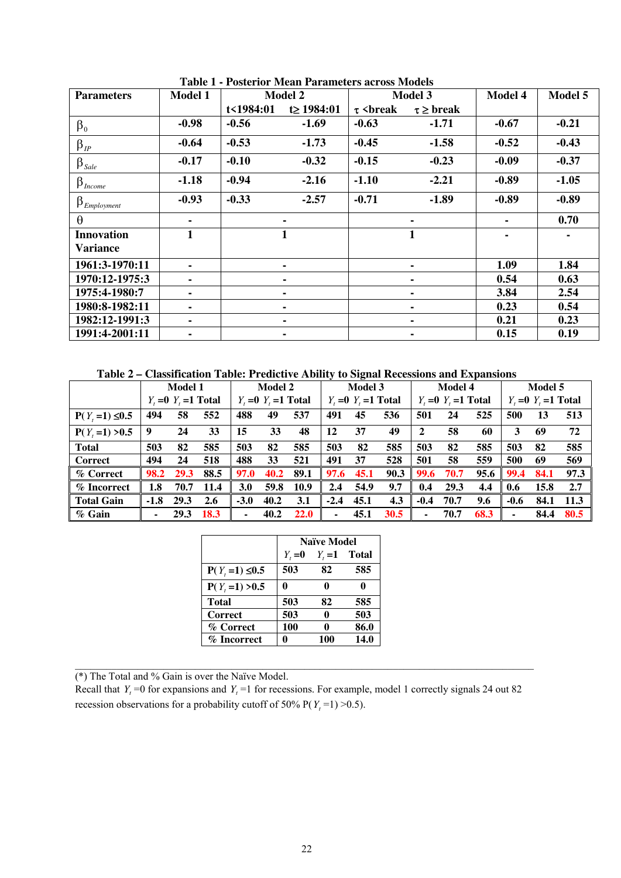**Table 1 - Posterior Mean Parameters across Models**

| Parameters | Model 1 | Model 2 | | Model 3 | | Model 4 | Model 5 |
|---|---|---|---|---|---|---|---|
| | | t<1984:01 | t≥ 1984:01 | τ <break | τ ≥ break | | |
| $\beta_0$ | -0.98 | -0.56 | -1.69 | -0.63 | -1.71 | -0.67 | -0.21 |
| $\beta_{IP}$ | -0.64 | -0.53 | -1.73 | -0.45 | -1.58 | -0.52 | -0.43 |
| $\beta_{Sale}$ | -0.17 | -0.10 | -0.32 | -0.15 | -0.23 | -0.09 | -0.37 |
| $\beta_{Income}$ | -1.18 | -0.94 | -2.16 | -1.10 | -2.21 | -0.89 | -1.05 |
| $\beta_{Employment}$ | -0.93 | -0.33 | -2.57 | -0.71 | -1.89 | -0.89 | -0.89 |
| $\theta$ | - | - | | - | | - | 0.70 |
| Innovation Variance | 1 | 1 | | 1 | | - | - |
| 1961:3-1970:11 | - | - | | - | | 1.09 | 1.84 |
| 1970:12-1975:3 | - | - | | - | | 0.54 | 0.63 |
| 1975:4-1980:7 | - | - | | - | | 3.84 | 2.54 |
| 1980:8-1982:11 | - | - | | - | | 0.23 | 0.54 |
| 1982:12-1991:3 | - | - | | - | | 0.21 | 0.23 |
| 1991:4-2001:11 | - | - | | - | | 0.15 | 0.19 |

**Table 2 – Classification Table: Predictive Ability to Signal Recessions and Expansions**

| | Model 1 | | | Model 2 | | | Model 3 | | | Model 4 | | | Model 5 | | |
|---|---|---|---|---|---|---|---|---|---|---|---|---|---|---|---|
| | $Y_t$=0 | $Y_t$=1 | Total | $Y_t$=0 | $Y_t$=1 | Total | $Y_t$=0 | $Y_t$=1 | Total | $Y_t$=0 | $Y_t$=1 | Total | $Y_t$=0 | $Y_t$=1 | Total |
| P($Y_t$=1) ≤0.5 | 494 | 58 | 552 | 488 | 49 | 537 | 491 | 45 | 536 | 501 | 24 | 525 | 500 | 13 | 513 |
| P($Y_t$=1) >0.5 | 9 | 24 | 33 | 15 | 33 | 48 | 12 | 37 | 49 | 2 | 58 | 60 | 3 | 69 | 72 |
| Total | 503 | 82 | 585 | 503 | 82 | 585 | 503 | 82 | 585 | 503 | 82 | 585 | 503 | 82 | 585 |
| Correct | 494 | 24 | 518 | 488 | 33 | 521 | 491 | 37 | 528 | 501 | 58 | 559 | 500 | 69 | 569 |
| % Correct | 98.2 | 29.3 | 88.5 | 97.0 | 40.2 | 89.1 | 97.6 | 45.1 | 90.3 | 99.6 | 70.7 | 95.6 | 99.4 | 84.1 | 97.3 |
| % Incorrect | 1.8 | 70.7 | 11.4 | 3.0 | 59.8 | 10.9 | 2.4 | 54.9 | 9.7 | 0.4 | 29.3 | 4.4 | 0.6 | 15.8 | 2.7 |
| Total Gain | -1.8 | 29.3 | 2.6 | -3.0 | 40.2 | 3.1 | -2.4 | 45.1 | 4.3 | -0.4 | 70.7 | 9.6 | -0.6 | 84.1 | 11.3 |
| % Gain | - | 29.3 | 18.3 | - | 40.2 | 22.0 | - | 45.1 | 30.5 | - | 70.7 | 68.3 | - | 84.4 | 80.5 |

| | Naïve Model | | |
|---|---|---|---|
| | $Y_t$=0 | $Y_t$=1 | Total |
| P($Y_t$=1) ≤0.5 | 503 | 82 | 585 |
| P($Y_t$=1) >0.5 | 0 | 0 | 0 |
| Total | 503 | 82 | 585 |
| Correct | 503 | 0 | 503 |
| % Correct | 100 | 0 | 86.0 |
| % Incorrect | 0 | 100 | 14.0 |

(*) The Total and % Gain is over the Naïve Model.
Recall that $Y_t$=0 for expansions and $Y_t$=1 for recessions. For example, model 1 correctly signals 24 out 82 recession observations for a probability cutoff of 50% P($Y_t$=1) >0.5).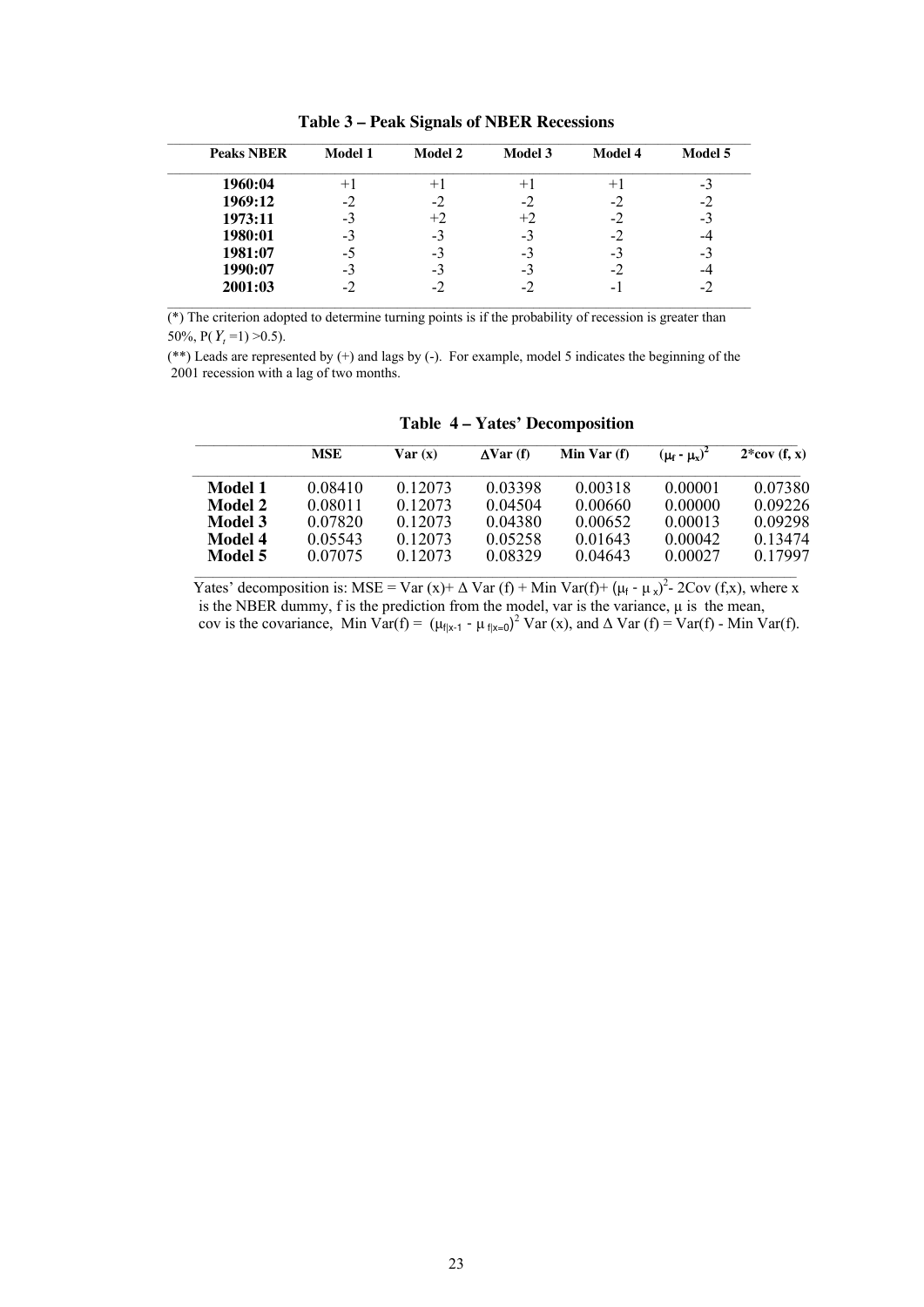**Table 3 – Peak Signals of NBER Recessions**

| Peaks NBER | Model 1 | Model 2 | Model 3 | Model 4 | Model 5 |
|---|---|---|---|---|---|
| **1960:04** | +1 | +1 | +1 | +1 | -3 |
| **1969:12** | -2 | -2 | -2 | -2 | -2 |
| **1973:11** | -3 | +2 | +2 | -2 | -3 |
| **1980:01** | -3 | -3 | -3 | -2 | -4 |
| **1981:07** | -5 | -3 | -3 | -3 | -3 |
| **1990:07** | -3 | -3 | -3 | -2 | -4 |
| **2001:03** | -2 | -2 | -2 | -1 | -2 |

(*) The criterion adopted to determine turning points is if the probability of recession is greater than 50%, $P(Y_t = 1) > 0.5$).

(**) Leads are represented by (+) and lags by (-). For example, model 5 indicates the beginning of the 2001 recession with a lag of two months.

**Table 4 – Yates' Decomposition**

| | MSE | Var (x) | $\Delta$Var (f) | Min Var (f) | $(\mu_f - \mu_x)^2$ | 2*cov (f, x) |
|---|---|---|---|---|---|---|
| **Model 1** | 0.08410 | 0.12073 | 0.03398 | 0.00318 | 0.00001 | 0.07380 |
| **Model 2** | 0.08011 | 0.12073 | 0.04504 | 0.00660 | 0.00000 | 0.09226 |
| **Model 3** | 0.07820 | 0.12073 | 0.04380 | 0.00652 | 0.00013 | 0.09298 |
| **Model 4** | 0.05543 | 0.12073 | 0.05258 | 0.01643 | 0.00042 | 0.13474 |
| **Model 5** | 0.07075 | 0.12073 | 0.08329 | 0.04643 | 0.00027 | 0.17997 |

Yates' decomposition is: MSE = Var (x)+ $\Delta$ Var (f) + Min Var(f)+ $(\mu_f - \mu_x)^2$- 2Cov (f,x), where x is the NBER dummy, f is the prediction from the model, var is the variance, $\mu$ is the mean, cov is the covariance, Min Var(f) = $(\mu_{f|x-1} - \mu_{f|x=0})^2$ Var (x), and $\Delta$ Var (f) = Var(f) - Min Var(f).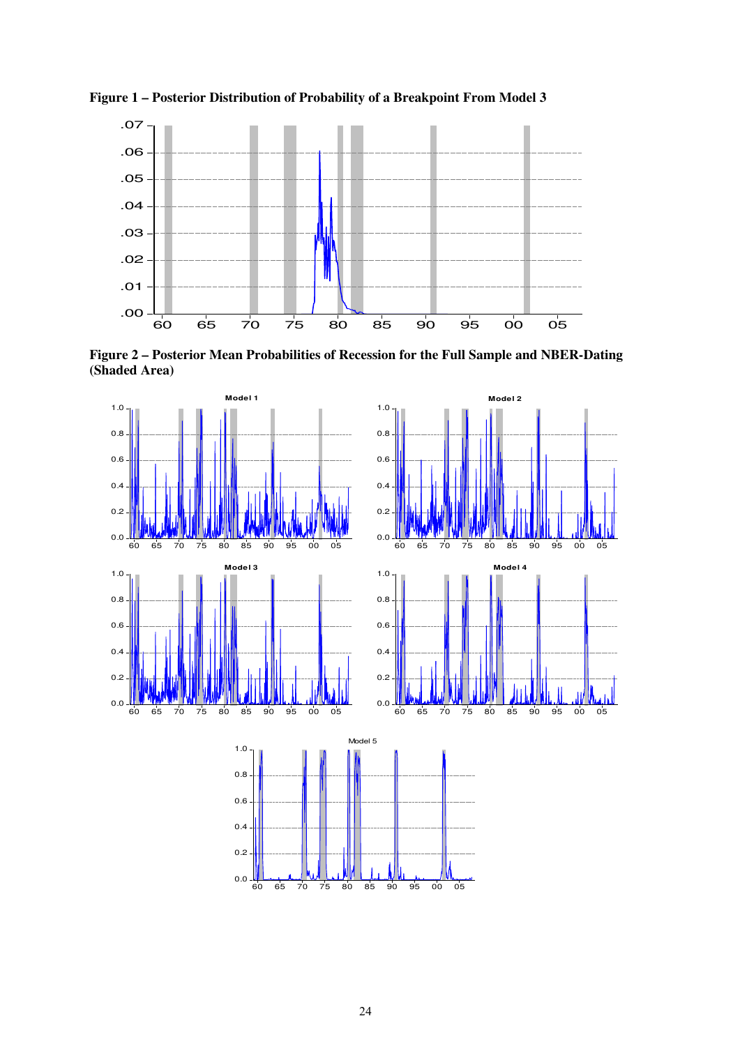**Figure 1 – Posterior Distribution of Probability of a Breakpoint From Model 3**

**Figure 2 – Posterior Mean Probabilities of Recession for the Full Sample and NBER-Dating (Shaded Area)**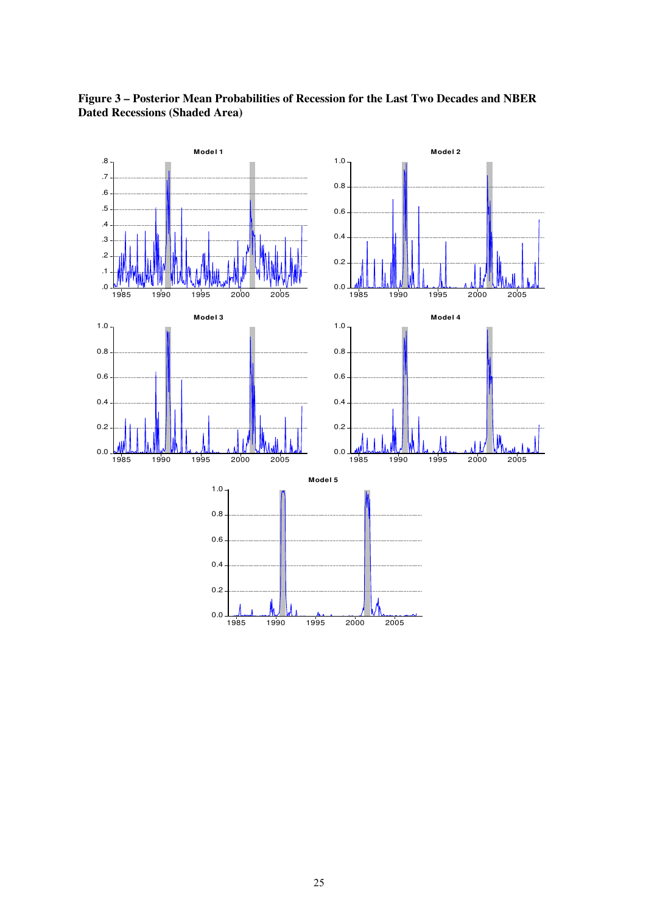**Figure 3 – Posterior Mean Probabilities of Recession for the Last Two Decades and NBER Dated Recessions (Shaded Area)**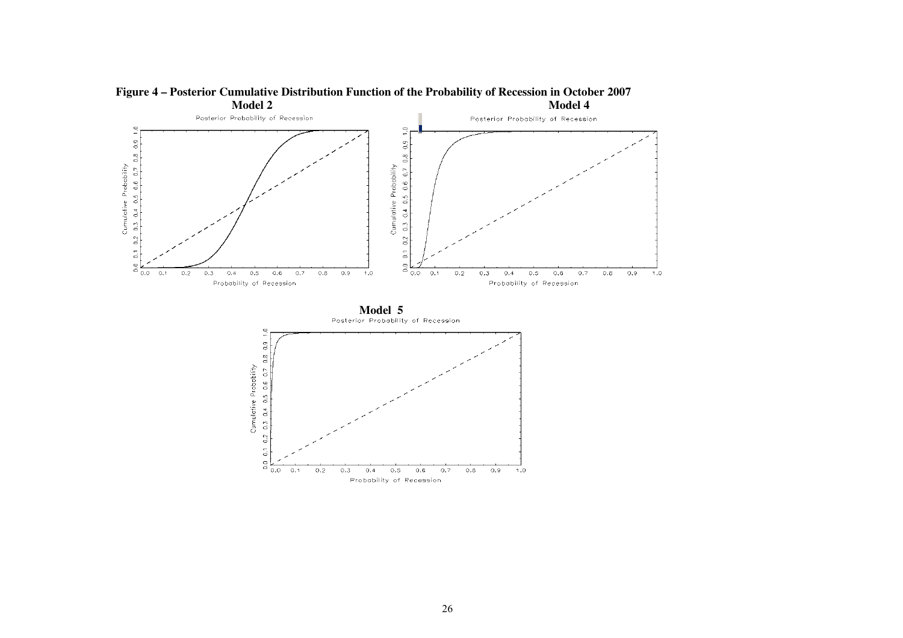**Figure 4 – Posterior Cumulative Distribution Function of the Probability of Recession in October 2007**

**Model 2**

**Model 4**

**Model 5**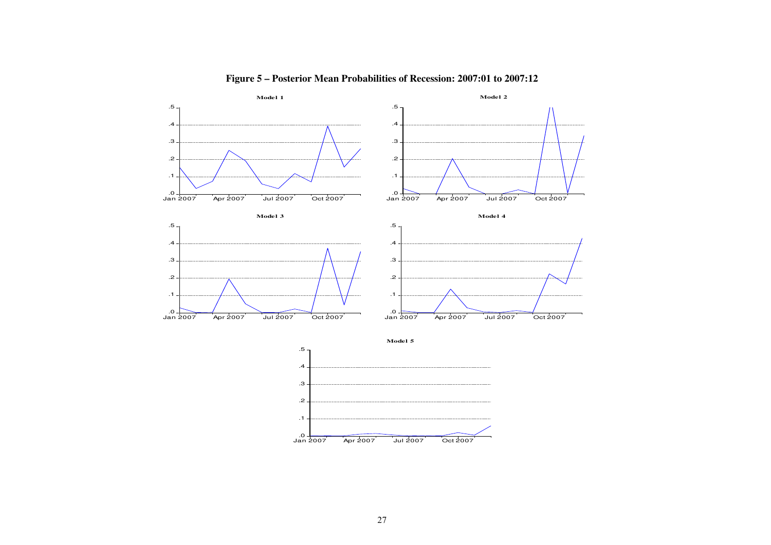**Figure 5 – Posterior Mean Probabilities of Recession: 2007:01 to 2007:12**

**Model 1**

.5
.4
.3
.2
.1
.0
Jan 2007 Apr 2007 Jul 2007 Oct 2007

**Model 2**

.5
.4
.3
.2
.1
.0
Jan 2007 Apr 2007 Jul 2007 Oct 2007

**Model 3**

.5
.4
.3
.2
.1
.0
Jan 2007 Apr 2007 Jul 2007 Oct 2007

**Model 4**

.5
.4
.3
.2
.1
.0
Jan 2007 Apr 2007 Jul 2007 Oct 2007

**Model 5**

.5
.4
.3
.2
.1
.0
Jan 2007 Apr 2007 Jul 2007 Oct 2007